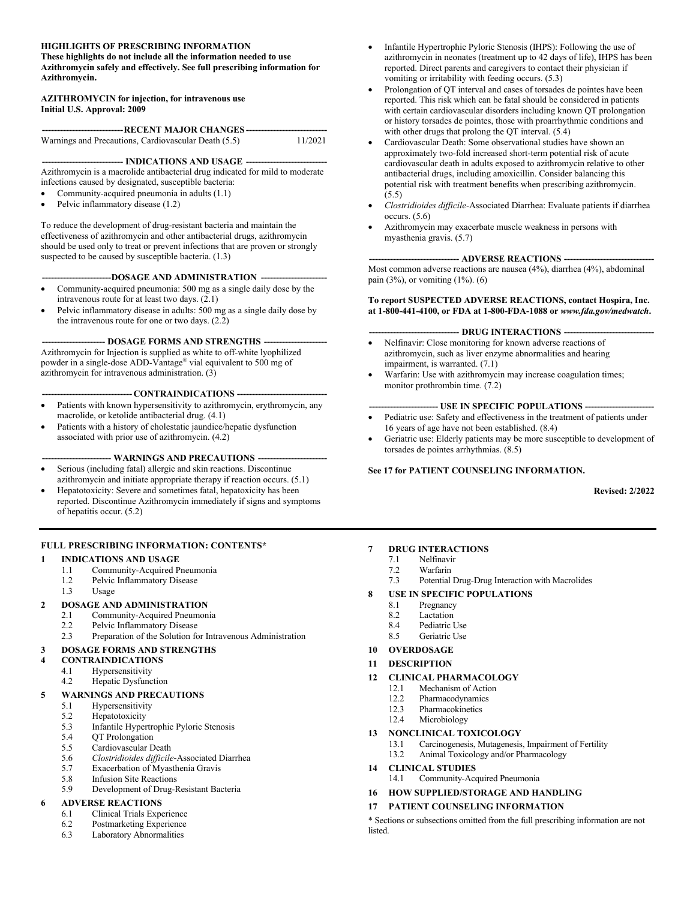**HIGHLIGHTS OF PRESCRIBING INFORMATION**
**These highlights do not include all the information needed to use Azithromycin safely and effectively. See full prescribing information for Azithromycin.**

**AZITHROMYCIN for injection, for intravenous use**
**Initial U.S. Approval: 2009**

**RECENT MAJOR CHANGES**

Warnings and Precautions, Cardiovascular Death (5.5) 11/2021

**INDICATIONS AND USAGE**

Azithromycin is a macrolide antibacterial drug indicated for mild to moderate infections caused by designated, susceptible bacteria:

- Community-acquired pneumonia in adults (1.1)
- Pelvic inflammatory disease (1.2)

To reduce the development of drug-resistant bacteria and maintain the effectiveness of azithromycin and other antibacterial drugs, azithromycin should be used only to treat or prevent infections that are proven or strongly suspected to be caused by susceptible bacteria. (1.3)

**DOSAGE AND ADMINISTRATION**

- Community-acquired pneumonia: 500 mg as a single daily dose by the intravenous route for at least two days. (2.1)
- Pelvic inflammatory disease in adults: 500 mg as a single daily dose by the intravenous route for one or two days. (2.2)

**DOSAGE FORMS AND STRENGTHS**

Azithromycin for Injection is supplied as white to off-white lyophilized powder in a single-dose ADD-Vantage® vial equivalent to 500 mg of azithromycin for intravenous administration. (3)

**CONTRAINDICATIONS**

- Patients with known hypersensitivity to azithromycin, erythromycin, any macrolide, or ketolide antibacterial drug. (4.1)
- Patients with a history of cholestatic jaundice/hepatic dysfunction associated with prior use of azithromycin. (4.2)

**WARNINGS AND PRECAUTIONS**

- Serious (including fatal) allergic and skin reactions. Discontinue azithromycin and initiate appropriate therapy if reaction occurs. (5.1)
- Hepatotoxicity: Severe and sometimes fatal, hepatotoxicity has been reported. Discontinue Azithromycin immediately if signs and symptoms of hepatitis occur. (5.2)
- Infantile Hypertrophic Pyloric Stenosis (IHPS): Following the use of azithromycin in neonates (treatment up to 42 days of life), IHPS has been reported. Direct parents and caregivers to contact their physician if vomiting or irritability with feeding occurs. (5.3)
- Prolongation of QT interval and cases of torsades de pointes have been reported. This risk which can be fatal should be considered in patients with certain cardiovascular disorders including known QT prolongation or history torsades de pointes, those with proarrhythmic conditions and with other drugs that prolong the QT interval. (5.4)
- Cardiovascular Death: Some observational studies have shown an approximately two-fold increased short-term potential risk of acute cardiovascular death in adults exposed to azithromycin relative to other antibacterial drugs, including amoxicillin. Consider balancing this potential risk with treatment benefits when prescribing azithromycin. (5.5)
- *Clostridioides difficile*-Associated Diarrhea: Evaluate patients if diarrhea occurs. (5.6)
- Azithromycin may exacerbate muscle weakness in persons with myasthenia gravis. (5.7)

**ADVERSE REACTIONS**

Most common adverse reactions are nausea (4%), diarrhea (4%), abdominal pain (3%), or vomiting (1%). (6)

**To report SUSPECTED ADVERSE REACTIONS, contact Hospira, Inc. at 1-800-441-4100, or FDA at 1-800-FDA-1088 or *www.fda.gov/medwatch*.**

**DRUG INTERACTIONS**

- Nelfinavir: Close monitoring for known adverse reactions of azithromycin, such as liver enzyme abnormalities and hearing impairment, is warranted. (7.1)
- Warfarin: Use with azithromycin may increase coagulation times; monitor prothrombin time. (7.2)

**USE IN SPECIFIC POPULATIONS**

- Pediatric use: Safety and effectiveness in the treatment of patients under 16 years of age have not been established. (8.4)
- Geriatric use: Elderly patients may be more susceptible to development of torsades de pointes arrhythmias. (8.5)

**See 17 for PATIENT COUNSELING INFORMATION.**

**Revised: 2/2022**

---

**FULL PRESCRIBING INFORMATION: CONTENTS***

**1 INDICATIONS AND USAGE**
- 1.1 Community-Acquired Pneumonia
- 1.2 Pelvic Inflammatory Disease
- 1.3 Usage

**2 DOSAGE AND ADMINISTRATION**
- 2.1 Community-Acquired Pneumonia
- 2.2 Pelvic Inflammatory Disease
- 2.3 Preparation of the Solution for Intravenous Administration

**3 DOSAGE FORMS AND STRENGTHS**

**4 CONTRAINDICATIONS**
- 4.1 Hypersensitivity
- 4.2 Hepatic Dysfunction

**5 WARNINGS AND PRECAUTIONS**
- 5.1 Hypersensitivity
- 5.2 Hepatotoxicity
- 5.3 Infantile Hypertrophic Pyloric Stenosis
- 5.4 QT Prolongation
- 5.5 Cardiovascular Death
- 5.6 *Clostridioides difficile*-Associated Diarrhea
- 5.7 Exacerbation of Myasthenia Gravis
- 5.8 Infusion Site Reactions
- 5.9 Development of Drug-Resistant Bacteria

**6 ADVERSE REACTIONS**
- 6.1 Clinical Trials Experience
- 6.2 Postmarketing Experience
- 6.3 Laboratory Abnormalities

**7 DRUG INTERACTIONS**
- 7.1 Nelfinavir
- 7.2 Warfarin
- 7.3 Potential Drug-Drug Interaction with Macrolides

**8 USE IN SPECIFIC POPULATIONS**
- 8.1 Pregnancy
- 8.2 Lactation
- 8.4 Pediatric Use
- 8.5 Geriatric Use

**10 OVERDOSAGE**

**11 DESCRIPTION**

**12 CLINICAL PHARMACOLOGY**
- 12.1 Mechanism of Action
- 12.2 Pharmacodynamics
- 12.3 Pharmacokinetics
- 12.4 Microbiology

**13 NONCLINICAL TOXICOLOGY**
- 13.1 Carcinogenesis, Mutagenesis, Impairment of Fertility
- 13.2 Animal Toxicology and/or Pharmacology

**14 CLINICAL STUDIES**
- 14.1 Community-Acquired Pneumonia

**16 HOW SUPPLIED/STORAGE AND HANDLING**

**17 PATIENT COUNSELING INFORMATION**

\* Sections or subsections omitted from the full prescribing information are not listed.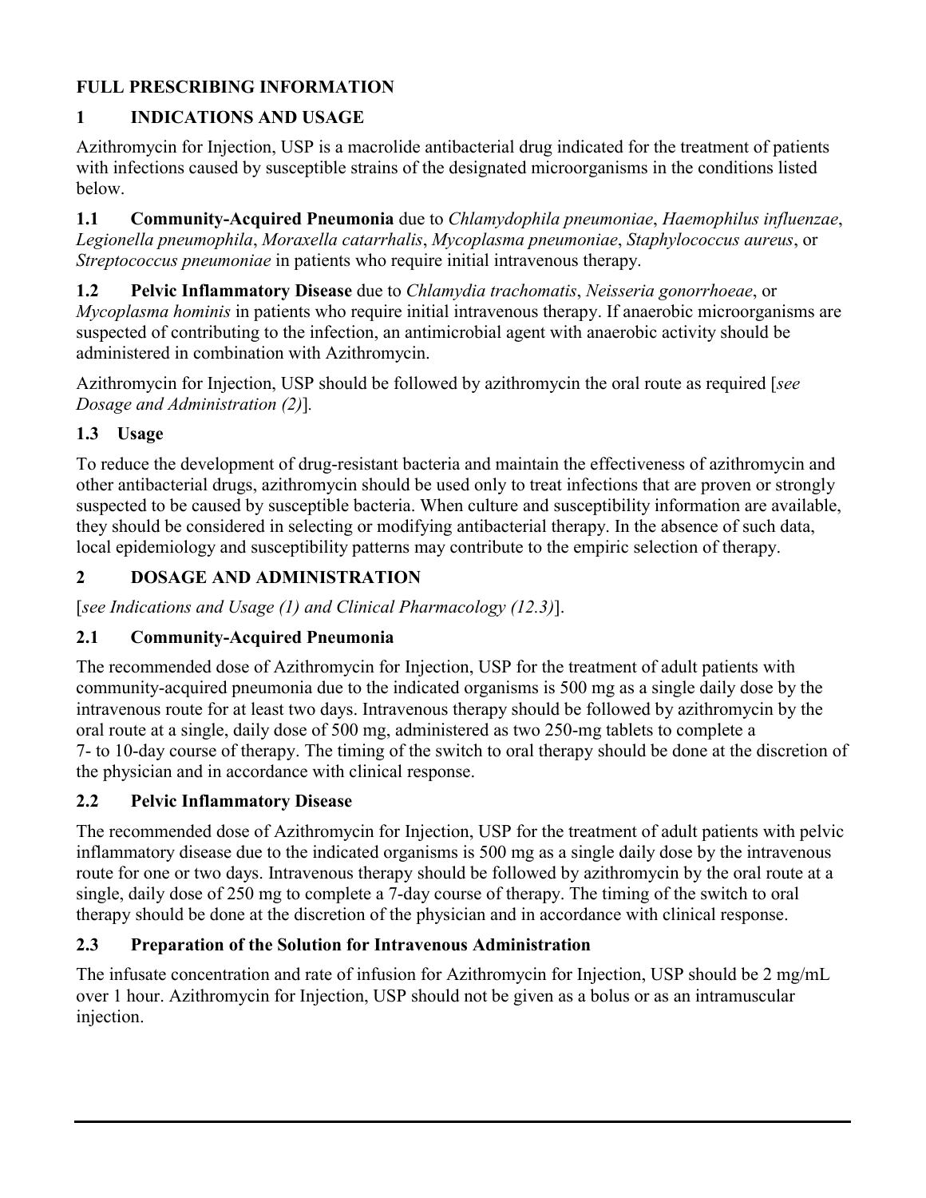# FULL PRESCRIBING INFORMATION

## 1 INDICATIONS AND USAGE

Azithromycin for Injection, USP is a macrolide antibacterial drug indicated for the treatment of patients with infections caused by susceptible strains of the designated microorganisms in the conditions listed below.

**1.1 Community-Acquired Pneumonia** due to *Chlamydophila pneumoniae*, *Haemophilus influenzae*, *Legionella pneumophila*, *Moraxella catarrhalis*, *Mycoplasma pneumoniae*, *Staphylococcus aureus*, or *Streptococcus pneumoniae* in patients who require initial intravenous therapy.

**1.2 Pelvic Inflammatory Disease** due to *Chlamydia trachomatis*, *Neisseria gonorrhoeae*, or *Mycoplasma hominis* in patients who require initial intravenous therapy. If anaerobic microorganisms are suspected of contributing to the infection, an antimicrobial agent with anaerobic activity should be administered in combination with Azithromycin.

Azithromycin for Injection, USP should be followed by azithromycin the oral route as required [*see Dosage and Administration (2)*].

### 1.3 Usage

To reduce the development of drug-resistant bacteria and maintain the effectiveness of azithromycin and other antibacterial drugs, azithromycin should be used only to treat infections that are proven or strongly suspected to be caused by susceptible bacteria. When culture and susceptibility information are available, they should be considered in selecting or modifying antibacterial therapy. In the absence of such data, local epidemiology and susceptibility patterns may contribute to the empiric selection of therapy.

## 2 DOSAGE AND ADMINISTRATION

[*see Indications and Usage (1) and Clinical Pharmacology (12.3)*].

### 2.1 Community-Acquired Pneumonia

The recommended dose of Azithromycin for Injection, USP for the treatment of adult patients with community-acquired pneumonia due to the indicated organisms is 500 mg as a single daily dose by the intravenous route for at least two days. Intravenous therapy should be followed by azithromycin by the oral route at a single, daily dose of 500 mg, administered as two 250-mg tablets to complete a 7- to 10-day course of therapy. The timing of the switch to oral therapy should be done at the discretion of the physician and in accordance with clinical response.

### 2.2 Pelvic Inflammatory Disease

The recommended dose of Azithromycin for Injection, USP for the treatment of adult patients with pelvic inflammatory disease due to the indicated organisms is 500 mg as a single daily dose by the intravenous route for one or two days. Intravenous therapy should be followed by azithromycin by the oral route at a single, daily dose of 250 mg to complete a 7-day course of therapy. The timing of the switch to oral therapy should be done at the discretion of the physician and in accordance with clinical response.

### 2.3 Preparation of the Solution for Intravenous Administration

The infusate concentration and rate of infusion for Azithromycin for Injection, USP should be 2 mg/mL over 1 hour. Azithromycin for Injection, USP should not be given as a bolus or as an intramuscular injection.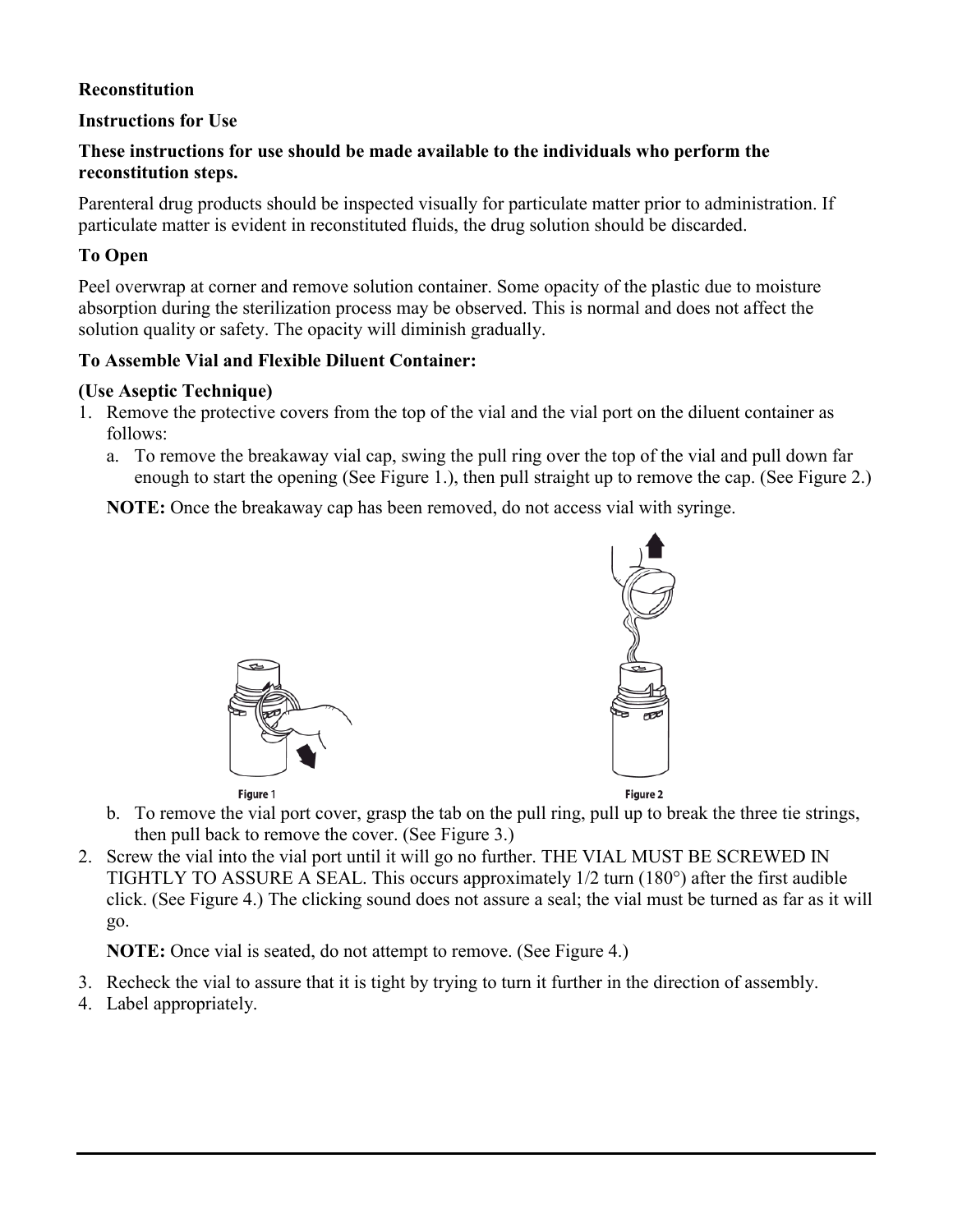**Reconstitution**

**Instructions for Use**

**These instructions for use should be made available to the individuals who perform the reconstitution steps.**

Parenteral drug products should be inspected visually for particulate matter prior to administration. If particulate matter is evident in reconstituted fluids, the drug solution should be discarded.

**To Open**

Peel overwrap at corner and remove solution container. Some opacity of the plastic due to moisture absorption during the sterilization process may be observed. This is normal and does not affect the solution quality or safety. The opacity will diminish gradually.

**To Assemble Vial and Flexible Diluent Container:**

**(Use Aseptic Technique)**

1. Remove the protective covers from the top of the vial and the vial port on the diluent container as follows:
   a. To remove the breakaway vial cap, swing the pull ring over the top of the vial and pull down far enough to start the opening (See Figure 1.), then pull straight up to remove the cap. (See Figure 2.)

   **NOTE:** Once the breakaway cap has been removed, do not access vial with syringe.

   Figure 1

   Figure 2

   b. To remove the vial port cover, grasp the tab on the pull ring, pull up to break the three tie strings, then pull back to remove the cover. (See Figure 3.)
2. Screw the vial into the vial port until it will go no further. THE VIAL MUST BE SCREWED IN TIGHTLY TO ASSURE A SEAL. This occurs approximately 1/2 turn (180°) after the first audible click. (See Figure 4.) The clicking sound does not assure a seal; the vial must be turned as far as it will go.

   **NOTE:** Once vial is seated, do not attempt to remove. (See Figure 4.)

3. Recheck the vial to assure that it is tight by trying to turn it further in the direction of assembly.
4. Label appropriately.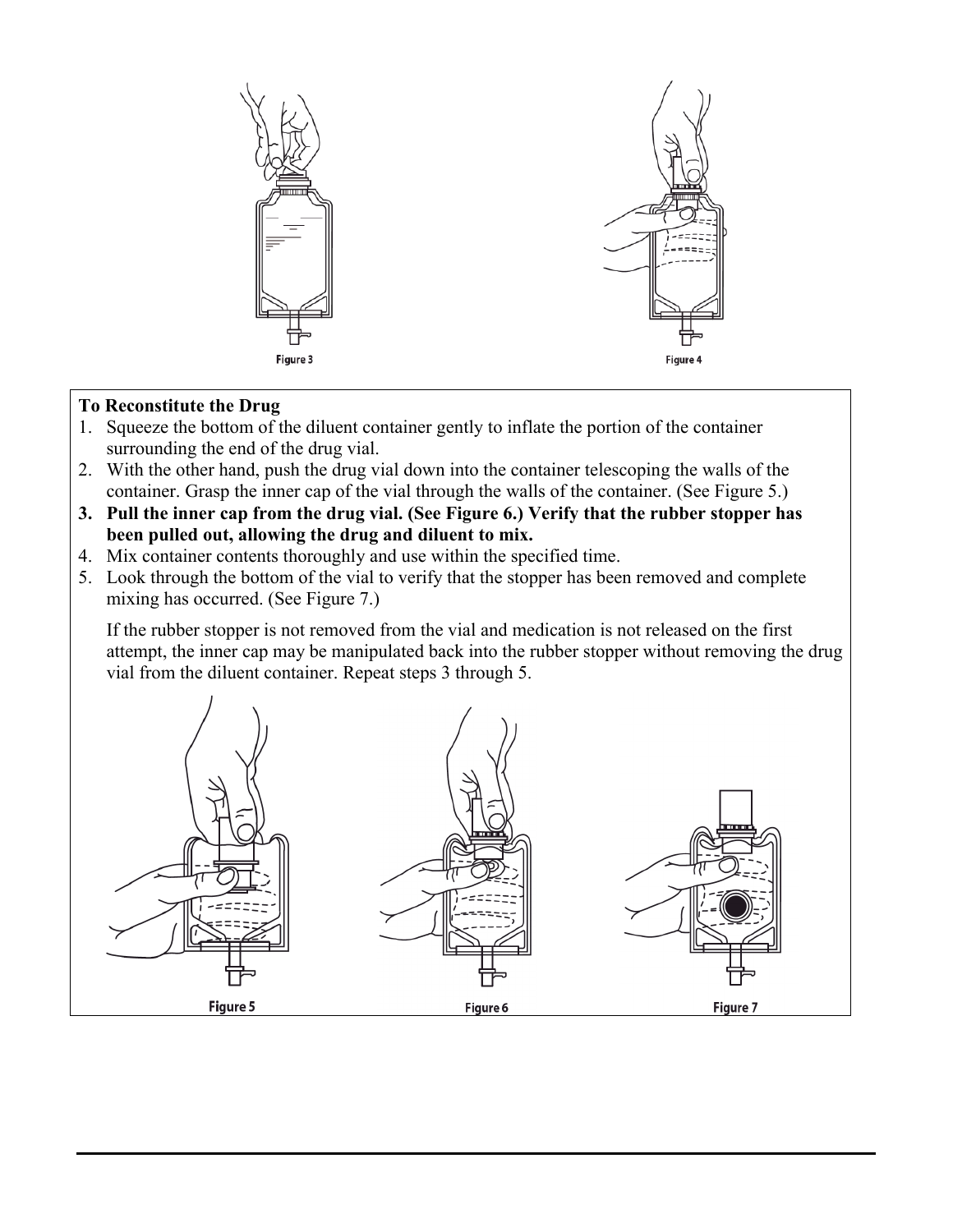Figure 3

Figure 4

**To Reconstitute the Drug**

1. Squeeze the bottom of the diluent container gently to inflate the portion of the container surrounding the end of the drug vial.
2. With the other hand, push the drug vial down into the container telescoping the walls of the container. Grasp the inner cap of the vial through the walls of the container. (See Figure 5.)
3. **Pull the inner cap from the drug vial. (See Figure 6.) Verify that the rubber stopper has been pulled out, allowing the drug and diluent to mix.**
4. Mix container contents thoroughly and use within the specified time.
5. Look through the bottom of the vial to verify that the stopper has been removed and complete mixing has occurred. (See Figure 7.)

   If the rubber stopper is not removed from the vial and medication is not released on the first attempt, the inner cap may be manipulated back into the rubber stopper without removing the drug vial from the diluent container. Repeat steps 3 through 5.

Figure 5

Figure 6

Figure 7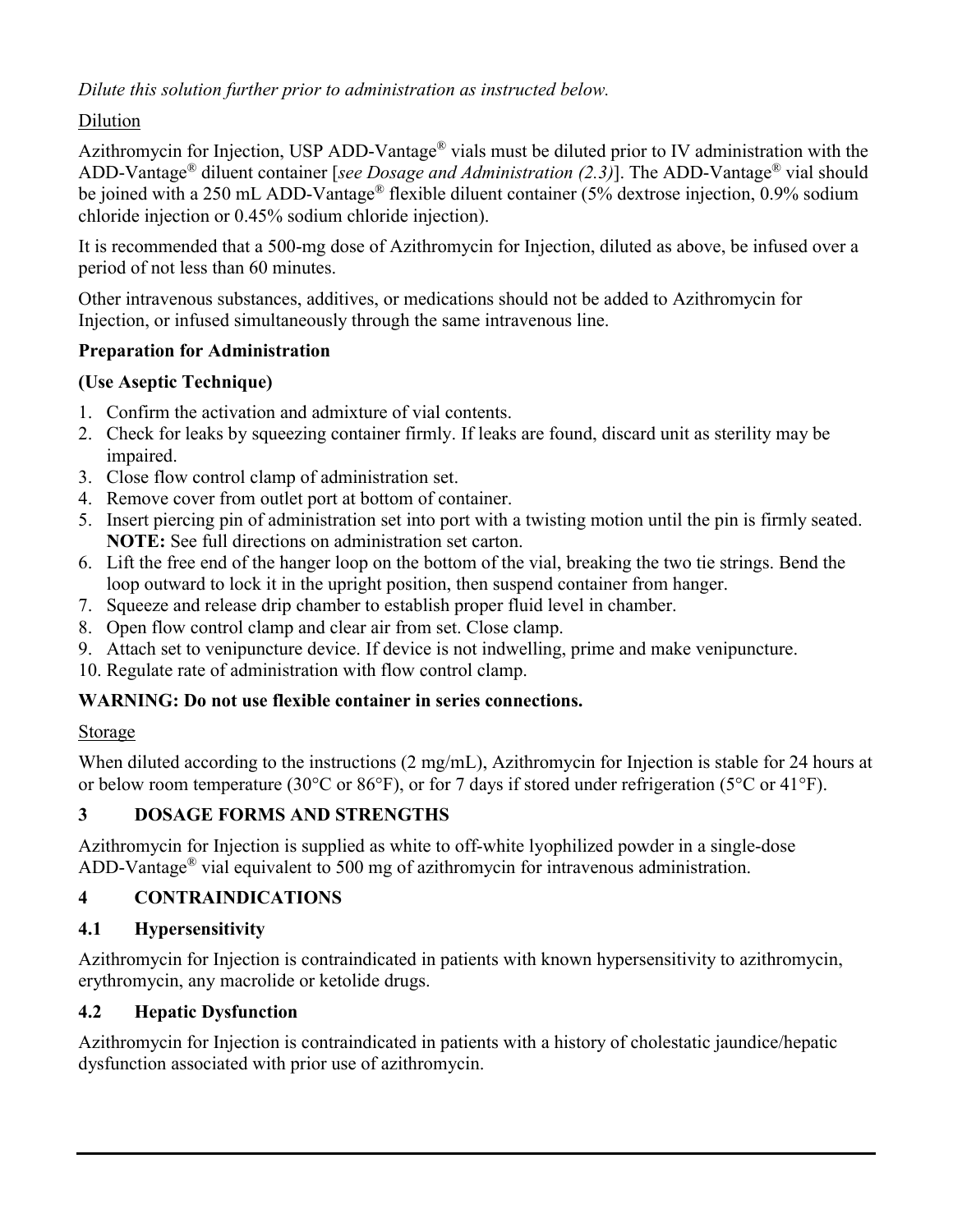*Dilute this solution further prior to administration as instructed below.*

Dilution

Azithromycin for Injection, USP ADD-Vantage® vials must be diluted prior to IV administration with the ADD-Vantage® diluent container [*see Dosage and Administration (2.3)*]. The ADD-Vantage® vial should be joined with a 250 mL ADD-Vantage® flexible diluent container (5% dextrose injection, 0.9% sodium chloride injection or 0.45% sodium chloride injection).

It is recommended that a 500-mg dose of Azithromycin for Injection, diluted as above, be infused over a period of not less than 60 minutes.

Other intravenous substances, additives, or medications should not be added to Azithromycin for Injection, or infused simultaneously through the same intravenous line.

**Preparation for Administration**

**(Use Aseptic Technique)**

1. Confirm the activation and admixture of vial contents.
2. Check for leaks by squeezing container firmly. If leaks are found, discard unit as sterility may be impaired.
3. Close flow control clamp of administration set.
4. Remove cover from outlet port at bottom of container.
5. Insert piercing pin of administration set into port with a twisting motion until the pin is firmly seated. **NOTE:** See full directions on administration set carton.
6. Lift the free end of the hanger loop on the bottom of the vial, breaking the two tie strings. Bend the loop outward to lock it in the upright position, then suspend container from hanger.
7. Squeeze and release drip chamber to establish proper fluid level in chamber.
8. Open flow control clamp and clear air from set. Close clamp.
9. Attach set to venipuncture device. If device is not indwelling, prime and make venipuncture.
10. Regulate rate of administration with flow control clamp.

**WARNING: Do not use flexible container in series connections.**

Storage

When diluted according to the instructions (2 mg/mL), Azithromycin for Injection is stable for 24 hours at or below room temperature (30°C or 86°F), or for 7 days if stored under refrigeration (5°C or 41°F).

## 3 DOSAGE FORMS AND STRENGTHS

Azithromycin for Injection is supplied as white to off-white lyophilized powder in a single-dose ADD-Vantage® vial equivalent to 500 mg of azithromycin for intravenous administration.

## 4 CONTRAINDICATIONS

### 4.1 Hypersensitivity

Azithromycin for Injection is contraindicated in patients with known hypersensitivity to azithromycin, erythromycin, any macrolide or ketolide drugs.

### 4.2 Hepatic Dysfunction

Azithromycin for Injection is contraindicated in patients with a history of cholestatic jaundice/hepatic dysfunction associated with prior use of azithromycin.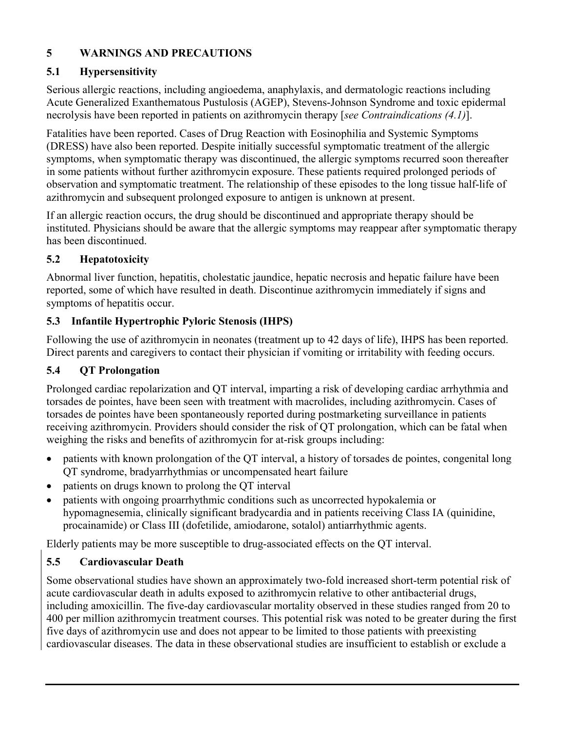## 5 WARNINGS AND PRECAUTIONS

### 5.1 Hypersensitivity

Serious allergic reactions, including angioedema, anaphylaxis, and dermatologic reactions including Acute Generalized Exanthematous Pustulosis (AGEP), Stevens-Johnson Syndrome and toxic epidermal necrolysis have been reported in patients on azithromycin therapy [*see Contraindications (4.1)*].

Fatalities have been reported. Cases of Drug Reaction with Eosinophilia and Systemic Symptoms (DRESS) have also been reported. Despite initially successful symptomatic treatment of the allergic symptoms, when symptomatic therapy was discontinued, the allergic symptoms recurred soon thereafter in some patients without further azithromycin exposure. These patients required prolonged periods of observation and symptomatic treatment. The relationship of these episodes to the long tissue half-life of azithromycin and subsequent prolonged exposure to antigen is unknown at present.

If an allergic reaction occurs, the drug should be discontinued and appropriate therapy should be instituted. Physicians should be aware that the allergic symptoms may reappear after symptomatic therapy has been discontinued.

### 5.2 Hepatotoxicity

Abnormal liver function, hepatitis, cholestatic jaundice, hepatic necrosis and hepatic failure have been reported, some of which have resulted in death. Discontinue azithromycin immediately if signs and symptoms of hepatitis occur.

### 5.3 Infantile Hypertrophic Pyloric Stenosis (IHPS)

Following the use of azithromycin in neonates (treatment up to 42 days of life), IHPS has been reported. Direct parents and caregivers to contact their physician if vomiting or irritability with feeding occurs.

### 5.4 QT Prolongation

Prolonged cardiac repolarization and QT interval, imparting a risk of developing cardiac arrhythmia and torsades de pointes, have been seen with treatment with macrolides, including azithromycin. Cases of torsades de pointes have been spontaneously reported during postmarketing surveillance in patients receiving azithromycin. Providers should consider the risk of QT prolongation, which can be fatal when weighing the risks and benefits of azithromycin for at-risk groups including:

- patients with known prolongation of the QT interval, a history of torsades de pointes, congenital long QT syndrome, bradyarrhythmias or uncompensated heart failure
- patients on drugs known to prolong the QT interval
- patients with ongoing proarrhythmic conditions such as uncorrected hypokalemia or hypomagnesemia, clinically significant bradycardia and in patients receiving Class IA (quinidine, procainamide) or Class III (dofetilide, amiodarone, sotalol) antiarrhythmic agents.

Elderly patients may be more susceptible to drug-associated effects on the QT interval.

### 5.5 Cardiovascular Death

Some observational studies have shown an approximately two-fold increased short-term potential risk of acute cardiovascular death in adults exposed to azithromycin relative to other antibacterial drugs, including amoxicillin. The five-day cardiovascular mortality observed in these studies ranged from 20 to 400 per million azithromycin treatment courses. This potential risk was noted to be greater during the first five days of azithromycin use and does not appear to be limited to those patients with preexisting cardiovascular diseases. The data in these observational studies are insufficient to establish or exclude a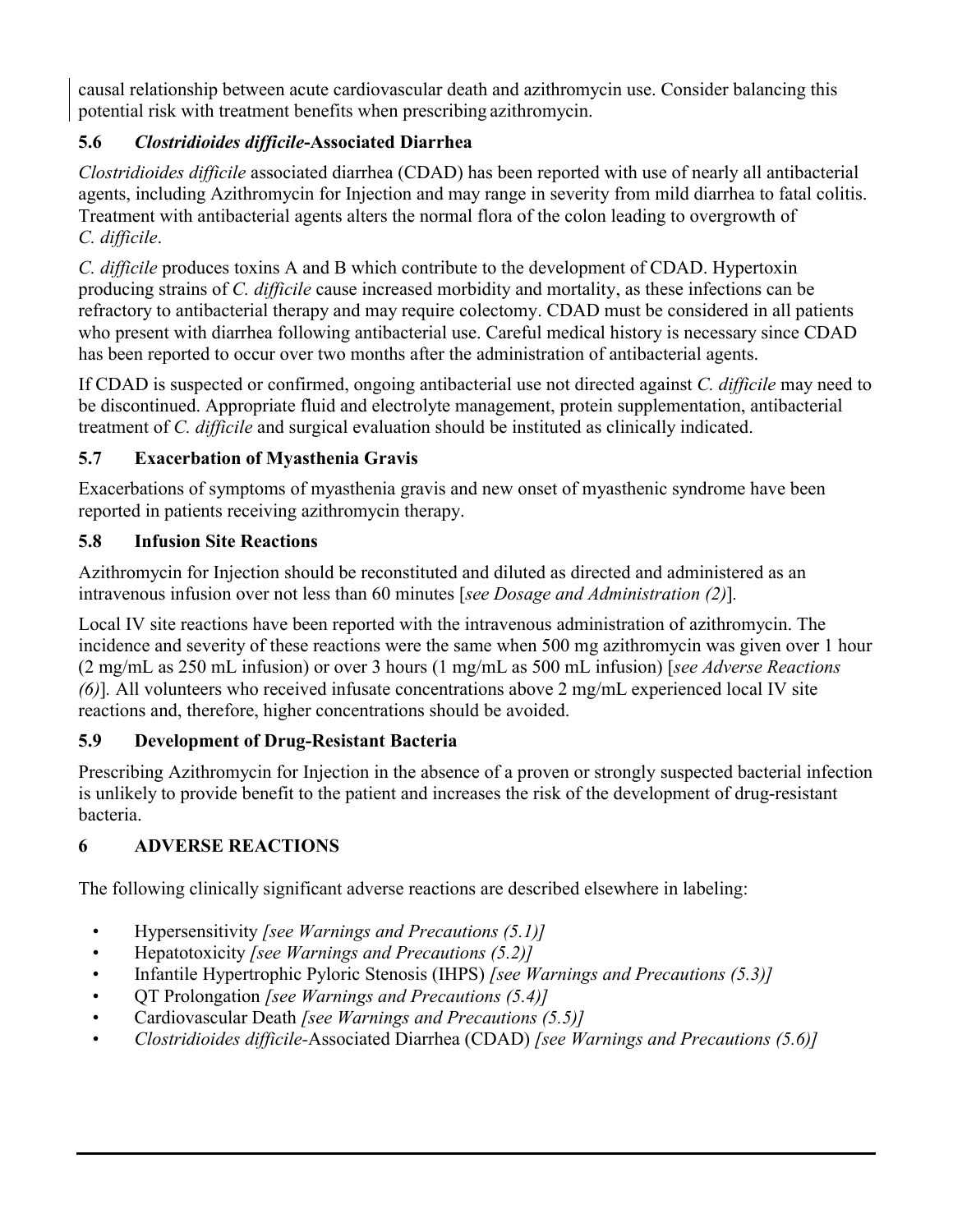causal relationship between acute cardiovascular death and azithromycin use. Consider balancing this potential risk with treatment benefits when prescribing azithromycin.

### 5.6 *Clostridioides difficile*-Associated Diarrhea

*Clostridioides difficile* associated diarrhea (CDAD) has been reported with use of nearly all antibacterial agents, including Azithromycin for Injection and may range in severity from mild diarrhea to fatal colitis. Treatment with antibacterial agents alters the normal flora of the colon leading to overgrowth of *C. difficile*.

*C. difficile* produces toxins A and B which contribute to the development of CDAD. Hypertoxin producing strains of *C. difficile* cause increased morbidity and mortality, as these infections can be refractory to antibacterial therapy and may require colectomy. CDAD must be considered in all patients who present with diarrhea following antibacterial use. Careful medical history is necessary since CDAD has been reported to occur over two months after the administration of antibacterial agents.

If CDAD is suspected or confirmed, ongoing antibacterial use not directed against *C. difficile* may need to be discontinued. Appropriate fluid and electrolyte management, protein supplementation, antibacterial treatment of *C. difficile* and surgical evaluation should be instituted as clinically indicated.

### 5.7 Exacerbation of Myasthenia Gravis

Exacerbations of symptoms of myasthenia gravis and new onset of myasthenic syndrome have been reported in patients receiving azithromycin therapy.

### 5.8 Infusion Site Reactions

Azithromycin for Injection should be reconstituted and diluted as directed and administered as an intravenous infusion over not less than 60 minutes [*see Dosage and Administration (2)*].

Local IV site reactions have been reported with the intravenous administration of azithromycin. The incidence and severity of these reactions were the same when 500 mg azithromycin was given over 1 hour (2 mg/mL as 250 mL infusion) or over 3 hours (1 mg/mL as 500 mL infusion) [*see Adverse Reactions (6)*]. All volunteers who received infusate concentrations above 2 mg/mL experienced local IV site reactions and, therefore, higher concentrations should be avoided.

### 5.9 Development of Drug-Resistant Bacteria

Prescribing Azithromycin for Injection in the absence of a proven or strongly suspected bacterial infection is unlikely to provide benefit to the patient and increases the risk of the development of drug-resistant bacteria.

## 6 ADVERSE REACTIONS

The following clinically significant adverse reactions are described elsewhere in labeling:

- Hypersensitivity *[see Warnings and Precautions (5.1)]*
- Hepatotoxicity *[see Warnings and Precautions (5.2)]*
- Infantile Hypertrophic Pyloric Stenosis (IHPS) *[see Warnings and Precautions (5.3)]*
- QT Prolongation *[see Warnings and Precautions (5.4)]*
- Cardiovascular Death *[see Warnings and Precautions (5.5)]*
- *Clostridioides difficile*-Associated Diarrhea (CDAD) *[see Warnings and Precautions (5.6)]*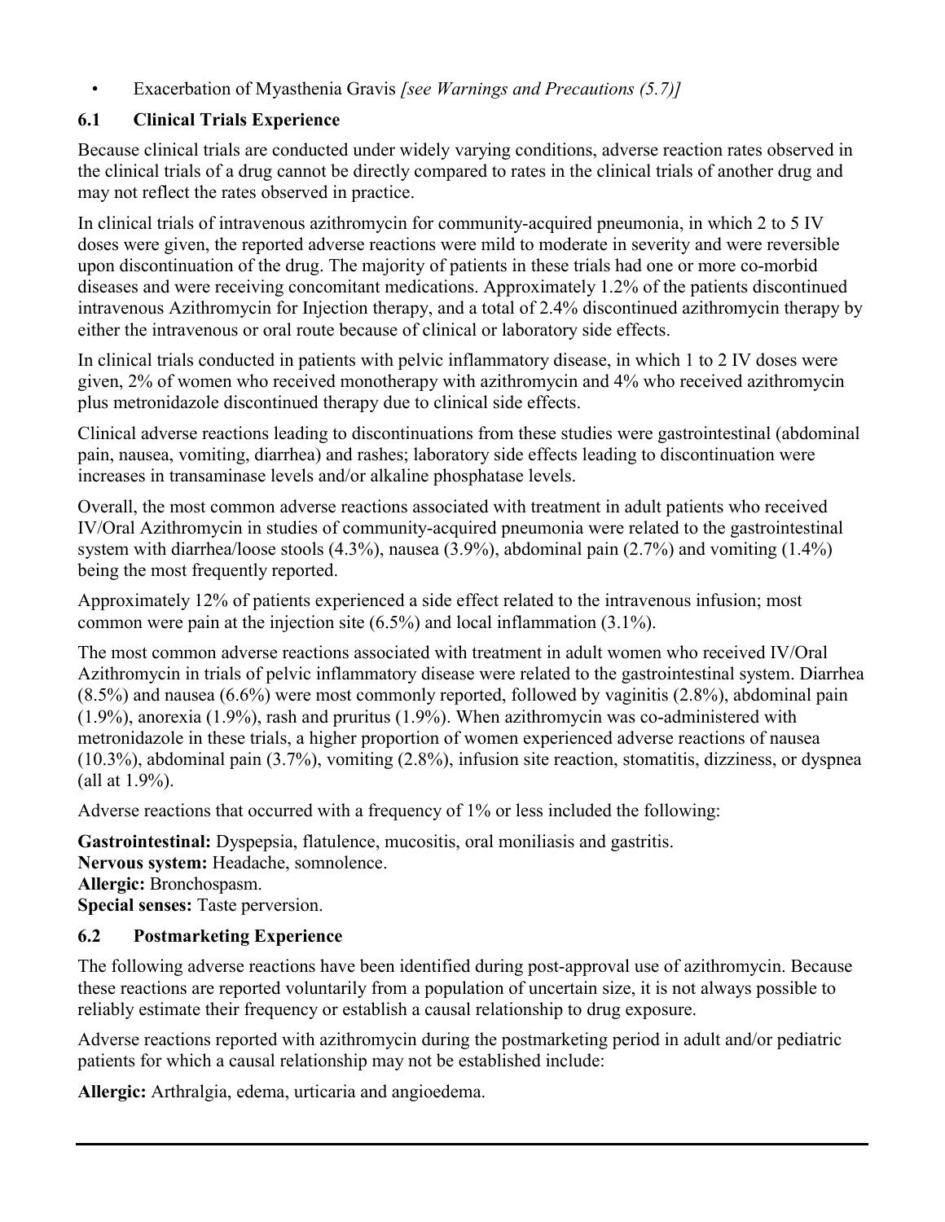- Exacerbation of Myasthenia Gravis *[see Warnings and Precautions (5.7)]*

### 6.1 Clinical Trials Experience

Because clinical trials are conducted under widely varying conditions, adverse reaction rates observed in the clinical trials of a drug cannot be directly compared to rates in the clinical trials of another drug and may not reflect the rates observed in practice.

In clinical trials of intravenous azithromycin for community-acquired pneumonia, in which 2 to 5 IV doses were given, the reported adverse reactions were mild to moderate in severity and were reversible upon discontinuation of the drug. The majority of patients in these trials had one or more co-morbid diseases and were receiving concomitant medications. Approximately 1.2% of the patients discontinued intravenous Azithromycin for Injection therapy, and a total of 2.4% discontinued azithromycin therapy by either the intravenous or oral route because of clinical or laboratory side effects.

In clinical trials conducted in patients with pelvic inflammatory disease, in which 1 to 2 IV doses were given, 2% of women who received monotherapy with azithromycin and 4% who received azithromycin plus metronidazole discontinued therapy due to clinical side effects.

Clinical adverse reactions leading to discontinuations from these studies were gastrointestinal (abdominal pain, nausea, vomiting, diarrhea) and rashes; laboratory side effects leading to discontinuation were increases in transaminase levels and/or alkaline phosphatase levels.

Overall, the most common adverse reactions associated with treatment in adult patients who received IV/Oral Azithromycin in studies of community-acquired pneumonia were related to the gastrointestinal system with diarrhea/loose stools (4.3%), nausea (3.9%), abdominal pain (2.7%) and vomiting (1.4%) being the most frequently reported.

Approximately 12% of patients experienced a side effect related to the intravenous infusion; most common were pain at the injection site (6.5%) and local inflammation (3.1%).

The most common adverse reactions associated with treatment in adult women who received IV/Oral Azithromycin in trials of pelvic inflammatory disease were related to the gastrointestinal system. Diarrhea (8.5%) and nausea (6.6%) were most commonly reported, followed by vaginitis (2.8%), abdominal pain (1.9%), anorexia (1.9%), rash and pruritus (1.9%). When azithromycin was co-administered with metronidazole in these trials, a higher proportion of women experienced adverse reactions of nausea (10.3%), abdominal pain (3.7%), vomiting (2.8%), infusion site reaction, stomatitis, dizziness, or dyspnea (all at 1.9%).

Adverse reactions that occurred with a frequency of 1% or less included the following:

**Gastrointestinal:** Dyspepsia, flatulence, mucositis, oral moniliasis and gastritis.
**Nervous system:** Headache, somnolence.
**Allergic:** Bronchospasm.
**Special senses:** Taste perversion.

### 6.2 Postmarketing Experience

The following adverse reactions have been identified during post-approval use of azithromycin. Because these reactions are reported voluntarily from a population of uncertain size, it is not always possible to reliably estimate their frequency or establish a causal relationship to drug exposure.

Adverse reactions reported with azithromycin during the postmarketing period in adult and/or pediatric patients for which a causal relationship may not be established include:

**Allergic:** Arthralgia, edema, urticaria and angioedema.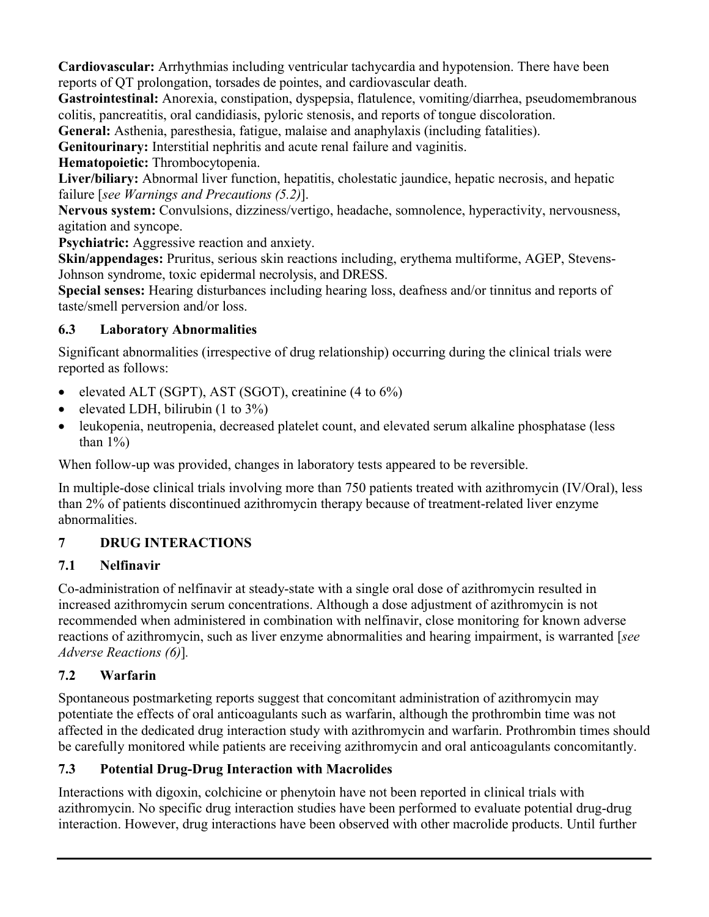**Cardiovascular:** Arrhythmias including ventricular tachycardia and hypotension. There have been reports of QT prolongation, torsades de pointes, and cardiovascular death.

**Gastrointestinal:** Anorexia, constipation, dyspepsia, flatulence, vomiting/diarrhea, pseudomembranous colitis, pancreatitis, oral candidiasis, pyloric stenosis, and reports of tongue discoloration.

**General:** Asthenia, paresthesia, fatigue, malaise and anaphylaxis (including fatalities).

**Genitourinary:** Interstitial nephritis and acute renal failure and vaginitis.

**Hematopoietic:** Thrombocytopenia.

**Liver/biliary:** Abnormal liver function, hepatitis, cholestatic jaundice, hepatic necrosis, and hepatic failure [*see Warnings and Precautions (5.2)*].

**Nervous system:** Convulsions, dizziness/vertigo, headache, somnolence, hyperactivity, nervousness, agitation and syncope.

**Psychiatric:** Aggressive reaction and anxiety.

**Skin/appendages:** Pruritus, serious skin reactions including, erythema multiforme, AGEP, Stevens-Johnson syndrome, toxic epidermal necrolysis, and DRESS.

**Special senses:** Hearing disturbances including hearing loss, deafness and/or tinnitus and reports of taste/smell perversion and/or loss.

### 6.3 Laboratory Abnormalities

Significant abnormalities (irrespective of drug relationship) occurring during the clinical trials were reported as follows:

- elevated ALT (SGPT), AST (SGOT), creatinine (4 to 6%)
- elevated LDH, bilirubin (1 to 3%)
- leukopenia, neutropenia, decreased platelet count, and elevated serum alkaline phosphatase (less than 1%)

When follow-up was provided, changes in laboratory tests appeared to be reversible.

In multiple-dose clinical trials involving more than 750 patients treated with azithromycin (IV/Oral), less than 2% of patients discontinued azithromycin therapy because of treatment-related liver enzyme abnormalities.

## 7 DRUG INTERACTIONS

### 7.1 Nelfinavir

Co-administration of nelfinavir at steady-state with a single oral dose of azithromycin resulted in increased azithromycin serum concentrations. Although a dose adjustment of azithromycin is not recommended when administered in combination with nelfinavir, close monitoring for known adverse reactions of azithromycin, such as liver enzyme abnormalities and hearing impairment, is warranted [*see Adverse Reactions (6)*].

### 7.2 Warfarin

Spontaneous postmarketing reports suggest that concomitant administration of azithromycin may potentiate the effects of oral anticoagulants such as warfarin, although the prothrombin time was not affected in the dedicated drug interaction study with azithromycin and warfarin. Prothrombin times should be carefully monitored while patients are receiving azithromycin and oral anticoagulants concomitantly.

### 7.3 Potential Drug-Drug Interaction with Macrolides

Interactions with digoxin, colchicine or phenytoin have not been reported in clinical trials with azithromycin. No specific drug interaction studies have been performed to evaluate potential drug-drug interaction. However, drug interactions have been observed with other macrolide products. Until further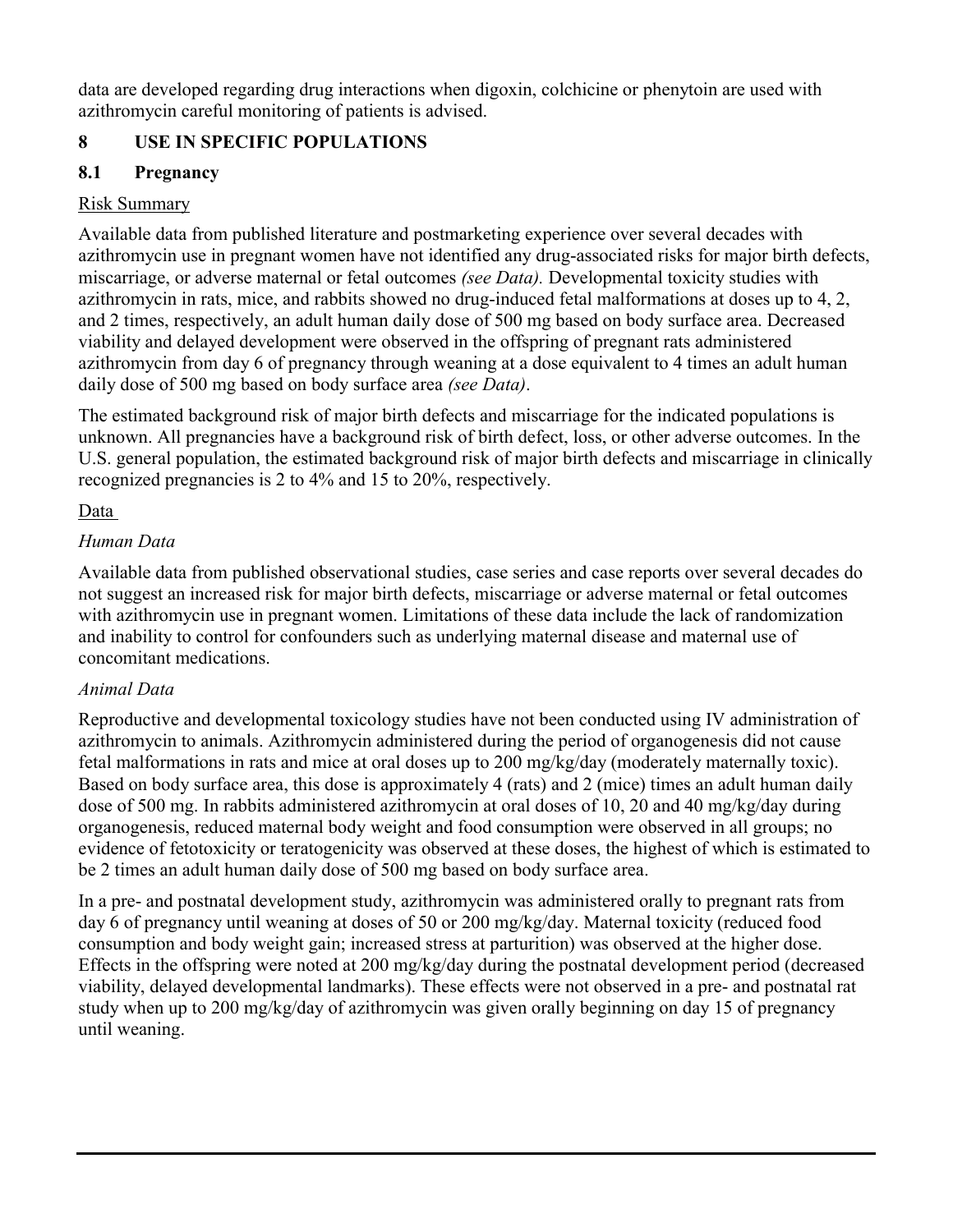data are developed regarding drug interactions when digoxin, colchicine or phenytoin are used with azithromycin careful monitoring of patients is advised.

## 8 USE IN SPECIFIC POPULATIONS

### 8.1 Pregnancy

Risk Summary

Available data from published literature and postmarketing experience over several decades with azithromycin use in pregnant women have not identified any drug-associated risks for major birth defects, miscarriage, or adverse maternal or fetal outcomes *(see Data).* Developmental toxicity studies with azithromycin in rats, mice, and rabbits showed no drug-induced fetal malformations at doses up to 4, 2, and 2 times, respectively, an adult human daily dose of 500 mg based on body surface area. Decreased viability and delayed development were observed in the offspring of pregnant rats administered azithromycin from day 6 of pregnancy through weaning at a dose equivalent to 4 times an adult human daily dose of 500 mg based on body surface area *(see Data)*.

The estimated background risk of major birth defects and miscarriage for the indicated populations is unknown. All pregnancies have a background risk of birth defect, loss, or other adverse outcomes. In the U.S. general population, the estimated background risk of major birth defects and miscarriage in clinically recognized pregnancies is 2 to 4% and 15 to 20%, respectively.

Data

*Human Data*

Available data from published observational studies, case series and case reports over several decades do not suggest an increased risk for major birth defects, miscarriage or adverse maternal or fetal outcomes with azithromycin use in pregnant women. Limitations of these data include the lack of randomization and inability to control for confounders such as underlying maternal disease and maternal use of concomitant medications.

*Animal Data*

Reproductive and developmental toxicology studies have not been conducted using IV administration of azithromycin to animals. Azithromycin administered during the period of organogenesis did not cause fetal malformations in rats and mice at oral doses up to 200 mg/kg/day (moderately maternally toxic). Based on body surface area, this dose is approximately 4 (rats) and 2 (mice) times an adult human daily dose of 500 mg. In rabbits administered azithromycin at oral doses of 10, 20 and 40 mg/kg/day during organogenesis, reduced maternal body weight and food consumption were observed in all groups; no evidence of fetotoxicity or teratogenicity was observed at these doses, the highest of which is estimated to be 2 times an adult human daily dose of 500 mg based on body surface area.

In a pre- and postnatal development study, azithromycin was administered orally to pregnant rats from day 6 of pregnancy until weaning at doses of 50 or 200 mg/kg/day. Maternal toxicity (reduced food consumption and body weight gain; increased stress at parturition) was observed at the higher dose. Effects in the offspring were noted at 200 mg/kg/day during the postnatal development period (decreased viability, delayed developmental landmarks). These effects were not observed in a pre- and postnatal rat study when up to 200 mg/kg/day of azithromycin was given orally beginning on day 15 of pregnancy until weaning.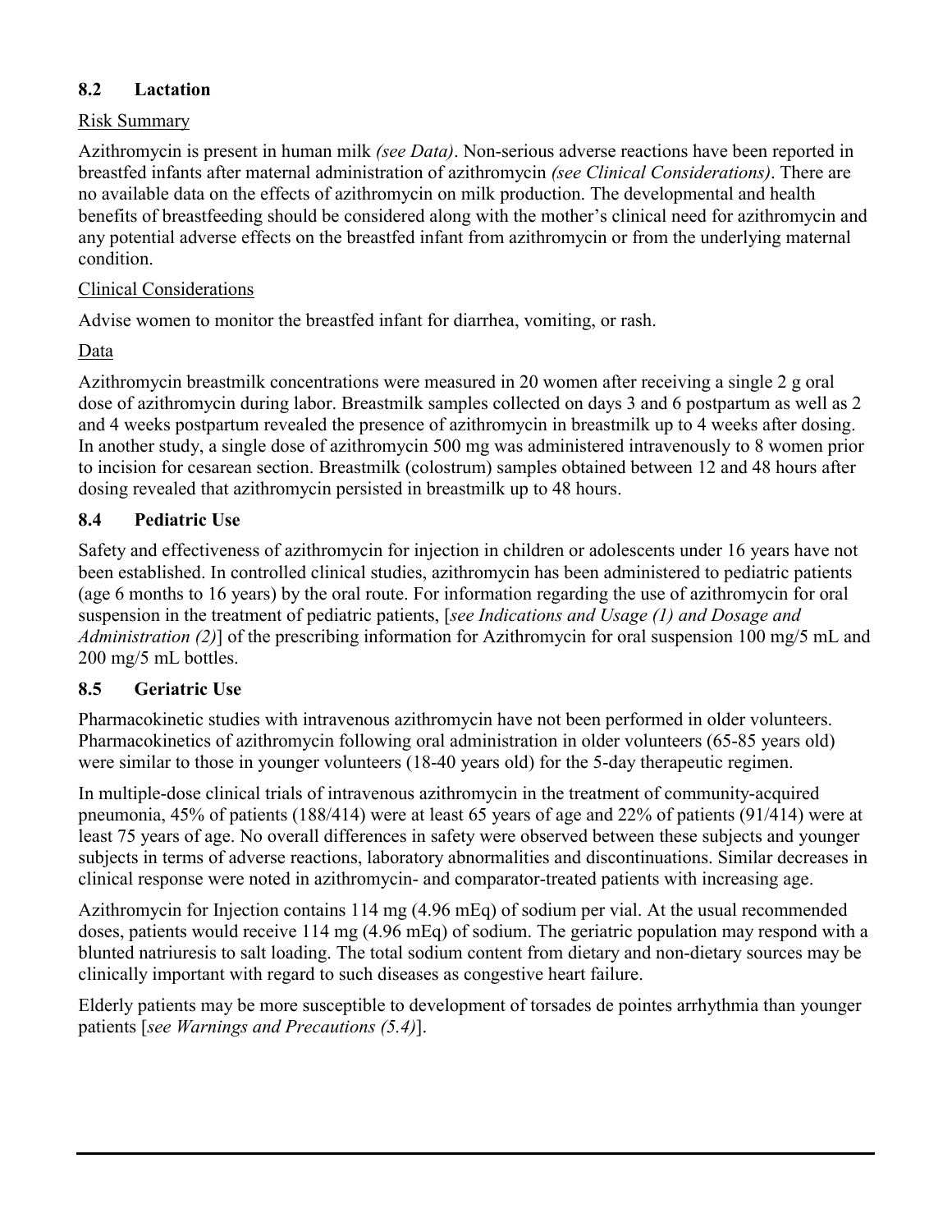### 8.2 Lactation

Risk Summary

Azithromycin is present in human milk *(see Data)*. Non-serious adverse reactions have been reported in breastfed infants after maternal administration of azithromycin *(see Clinical Considerations)*. There are no available data on the effects of azithromycin on milk production. The developmental and health benefits of breastfeeding should be considered along with the mother's clinical need for azithromycin and any potential adverse effects on the breastfed infant from azithromycin or from the underlying maternal condition.

Clinical Considerations

Advise women to monitor the breastfed infant for diarrhea, vomiting, or rash.

Data

Azithromycin breastmilk concentrations were measured in 20 women after receiving a single 2 g oral dose of azithromycin during labor. Breastmilk samples collected on days 3 and 6 postpartum as well as 2 and 4 weeks postpartum revealed the presence of azithromycin in breastmilk up to 4 weeks after dosing. In another study, a single dose of azithromycin 500 mg was administered intravenously to 8 women prior to incision for cesarean section. Breastmilk (colostrum) samples obtained between 12 and 48 hours after dosing revealed that azithromycin persisted in breastmilk up to 48 hours.

### 8.4 Pediatric Use

Safety and effectiveness of azithromycin for injection in children or adolescents under 16 years have not been established. In controlled clinical studies, azithromycin has been administered to pediatric patients (age 6 months to 16 years) by the oral route. For information regarding the use of azithromycin for oral suspension in the treatment of pediatric patients, [*see Indications and Usage (1) and Dosage and Administration (2)*] of the prescribing information for Azithromycin for oral suspension 100 mg/5 mL and 200 mg/5 mL bottles.

### 8.5 Geriatric Use

Pharmacokinetic studies with intravenous azithromycin have not been performed in older volunteers. Pharmacokinetics of azithromycin following oral administration in older volunteers (65-85 years old) were similar to those in younger volunteers (18-40 years old) for the 5-day therapeutic regimen.

In multiple-dose clinical trials of intravenous azithromycin in the treatment of community-acquired pneumonia, 45% of patients (188/414) were at least 65 years of age and 22% of patients (91/414) were at least 75 years of age. No overall differences in safety were observed between these subjects and younger subjects in terms of adverse reactions, laboratory abnormalities and discontinuations. Similar decreases in clinical response were noted in azithromycin- and comparator-treated patients with increasing age.

Azithromycin for Injection contains 114 mg (4.96 mEq) of sodium per vial. At the usual recommended doses, patients would receive 114 mg (4.96 mEq) of sodium. The geriatric population may respond with a blunted natriuresis to salt loading. The total sodium content from dietary and non-dietary sources may be clinically important with regard to such diseases as congestive heart failure.

Elderly patients may be more susceptible to development of torsades de pointes arrhythmia than younger patients [*see Warnings and Precautions (5.4)*].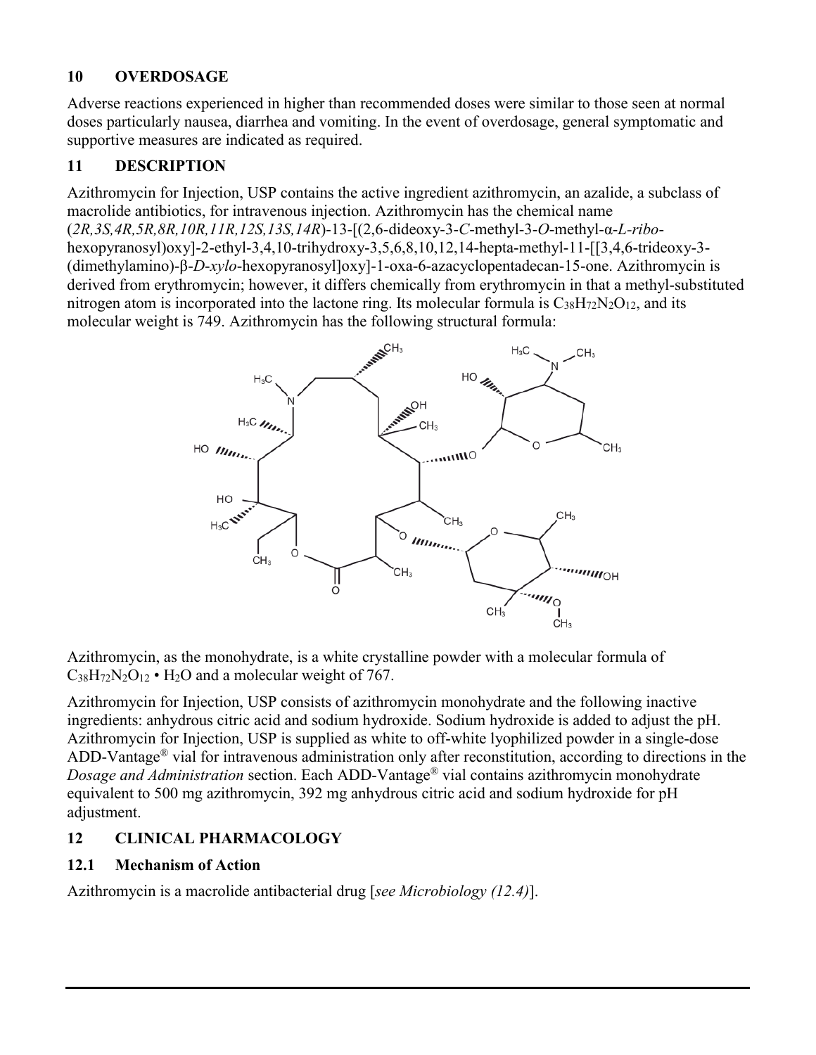## 10 OVERDOSAGE

Adverse reactions experienced in higher than recommended doses were similar to those seen at normal doses particularly nausea, diarrhea and vomiting. In the event of overdosage, general symptomatic and supportive measures are indicated as required.

## 11 DESCRIPTION

Azithromycin for Injection, USP contains the active ingredient azithromycin, an azalide, a subclass of macrolide antibiotics, for intravenous injection. Azithromycin has the chemical name (*2R,3S,4R,5R,8R,10R,11R,12S,13S,14R*)-13-[(2,6-dideoxy-3-*C*-methyl-3-*O*-methyl-α-*L*-*ribo*-hexopyranosyl)oxy]-2-ethyl-3,4,10-trihydroxy-3,5,6,8,10,12,14-hepta-methyl-11-[[3,4,6-trideoxy-3-(dimethylamino)-β-*D*-*xylo*-hexopyranosyl]oxy]-1-oxa-6-azacyclopentadecan-15-one. Azithromycin is derived from erythromycin; however, it differs chemically from erythromycin in that a methyl-substituted nitrogen atom is incorporated into the lactone ring. Its molecular formula is $C_{38}H_{72}N_2O_{12}$, and its molecular weight is 749. Azithromycin has the following structural formula:

Azithromycin, as the monohydrate, is a white crystalline powder with a molecular formula of $C_{38}H_{72}N_2O_{12} \cdot H_2O$ and a molecular weight of 767.

Azithromycin for Injection, USP consists of azithromycin monohydrate and the following inactive ingredients: anhydrous citric acid and sodium hydroxide. Sodium hydroxide is added to adjust the pH. Azithromycin for Injection, USP is supplied as white to off-white lyophilized powder in a single-dose ADD-Vantage® vial for intravenous administration only after reconstitution, according to directions in the *Dosage and Administration* section. Each ADD-Vantage® vial contains azithromycin monohydrate equivalent to 500 mg azithromycin, 392 mg anhydrous citric acid and sodium hydroxide for pH adjustment.

## 12 CLINICAL PHARMACOLOGY

### 12.1 Mechanism of Action

Azithromycin is a macrolide antibacterial drug [*see Microbiology (12.4)*].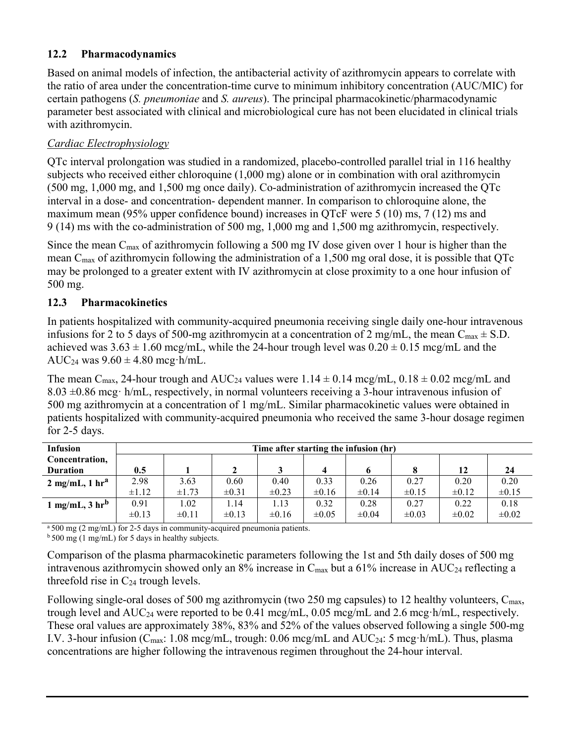### 12.2 Pharmacodynamics

Based on animal models of infection, the antibacterial activity of azithromycin appears to correlate with the ratio of area under the concentration-time curve to minimum inhibitory concentration (AUC/MIC) for certain pathogens (*S. pneumoniae* and *S. aureus*). The principal pharmacokinetic/pharmacodynamic parameter best associated with clinical and microbiological cure has not been elucidated in clinical trials with azithromycin.

*Cardiac Electrophysiology*

QTc interval prolongation was studied in a randomized, placebo-controlled parallel trial in 116 healthy subjects who received either chloroquine (1,000 mg) alone or in combination with oral azithromycin (500 mg, 1,000 mg, and 1,500 mg once daily). Co-administration of azithromycin increased the QTc interval in a dose- and concentration- dependent manner. In comparison to chloroquine alone, the maximum mean (95% upper confidence bound) increases in QTcF were 5 (10) ms, 7 (12) ms and 9 (14) ms with the co-administration of 500 mg, 1,000 mg and 1,500 mg azithromycin, respectively.

Since the mean $C_{max}$ of azithromycin following a 500 mg IV dose given over 1 hour is higher than the mean $C_{max}$ of azithromycin following the administration of a 1,500 mg oral dose, it is possible that QTc may be prolonged to a greater extent with IV azithromycin at close proximity to a one hour infusion of 500 mg.

### 12.3 Pharmacokinetics

In patients hospitalized with community-acquired pneumonia receiving single daily one-hour intravenous infusions for 2 to 5 days of 500-mg azithromycin at a concentration of 2 mg/mL, the mean $C_{max}$ ± S.D. achieved was 3.63 ± 1.60 mcg/mL, while the 24-hour trough level was 0.20 ± 0.15 mcg/mL and the $AUC_{24}$ was 9.60 ± 4.80 mcg·h/mL.

The mean $C_{max}$, 24-hour trough and $AUC_{24}$ values were 1.14 ± 0.14 mcg/mL, 0.18 ± 0.02 mcg/mL and 8.03 ±0.86 mcg· h/mL, respectively, in normal volunteers receiving a 3-hour intravenous infusion of 500 mg azithromycin at a concentration of 1 mg/mL. Similar pharmacokinetic values were obtained in patients hospitalized with community-acquired pneumonia who received the same 3-hour dosage regimen for 2-5 days.

| Infusion Concentration, Duration | Time after starting the infusion (hr) | | | | | | | | |
|---|---|---|---|---|---|---|---|---|---|
| | 0.5 | 1 | 2 | 3 | 4 | 6 | 8 | 12 | 24 |
| **2 mg/mL, 1 hr[a]** | 2.98 ±1.12 | 3.63 ±1.73 | 0.60 ±0.31 | 0.40 ±0.23 | 0.33 ±0.16 | 0.26 ±0.14 | 0.27 ±0.15 | 0.20 ±0.12 | 0.20 ±0.15 |
| **1 mg/mL, 3 hr[b]** | 0.91 ±0.13 | 1.02 ±0.11 | 1.14 ±0.13 | 1.13 ±0.16 | 0.32 ±0.05 | 0.28 ±0.04 | 0.27 ±0.03 | 0.22 ±0.02 | 0.18 ±0.02 |

[a] 500 mg (2 mg/mL) for 2-5 days in community-acquired pneumonia patients.
[b] 500 mg (1 mg/mL) for 5 days in healthy subjects.

Comparison of the plasma pharmacokinetic parameters following the 1st and 5th daily doses of 500 mg intravenous azithromycin showed only an 8% increase in $C_{max}$ but a 61% increase in $AUC_{24}$ reflecting a threefold rise in $C_{24}$ trough levels.

Following single-oral doses of 500 mg azithromycin (two 250 mg capsules) to 12 healthy volunteers, $C_{max}$, trough level and $AUC_{24}$ were reported to be 0.41 mcg/mL, 0.05 mcg/mL and 2.6 mcg·h/mL, respectively. These oral values are approximately 38%, 83% and 52% of the values observed following a single 500-mg I.V. 3-hour infusion ($C_{max}$: 1.08 mcg/mL, trough: 0.06 mcg/mL and $AUC_{24}$: 5 mcg·h/mL). Thus, plasma concentrations are higher following the intravenous regimen throughout the 24-hour interval.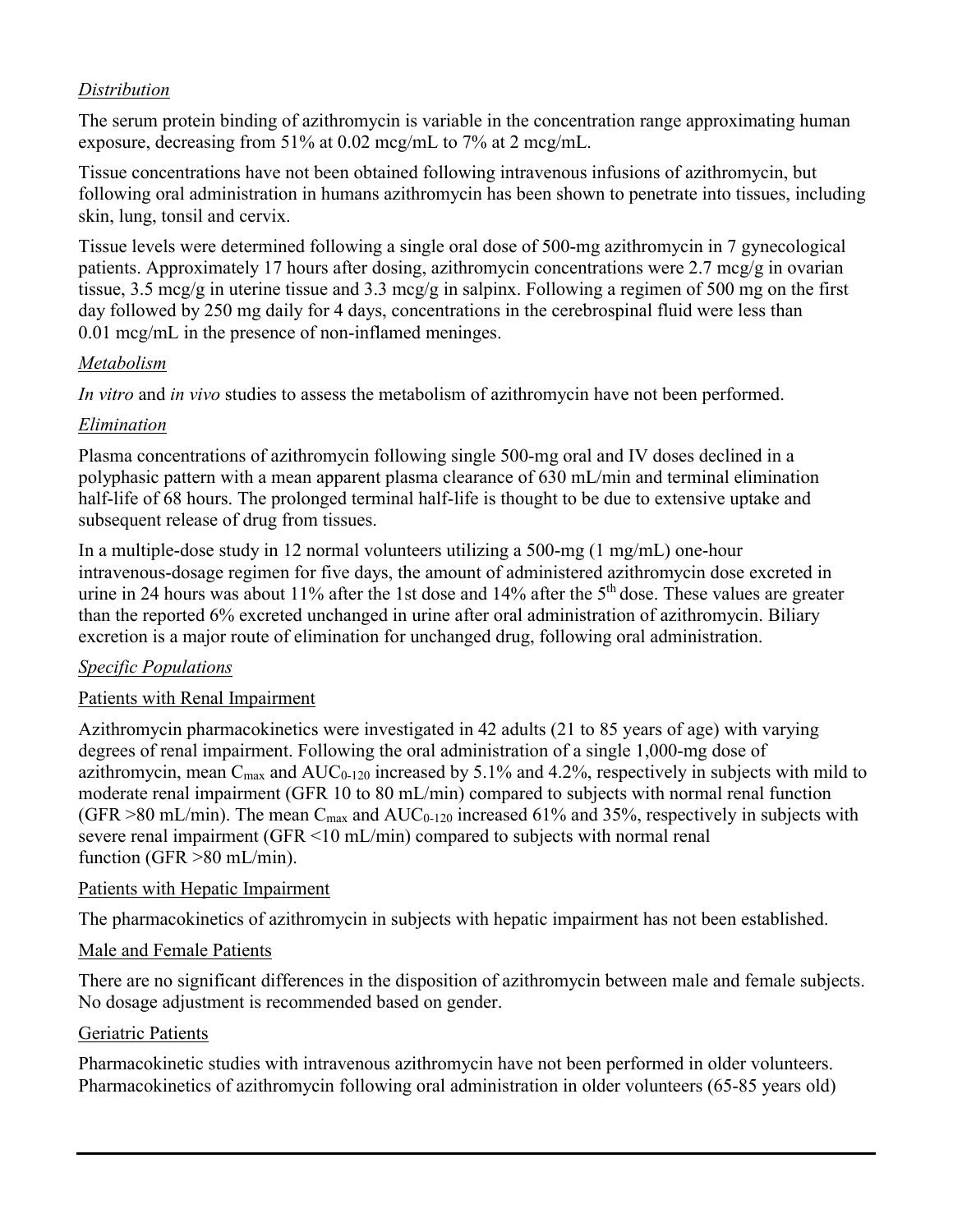*Distribution*

The serum protein binding of azithromycin is variable in the concentration range approximating human exposure, decreasing from 51% at 0.02 mcg/mL to 7% at 2 mcg/mL.

Tissue concentrations have not been obtained following intravenous infusions of azithromycin, but following oral administration in humans azithromycin has been shown to penetrate into tissues, including skin, lung, tonsil and cervix.

Tissue levels were determined following a single oral dose of 500-mg azithromycin in 7 gynecological patients. Approximately 17 hours after dosing, azithromycin concentrations were 2.7 mcg/g in ovarian tissue, 3.5 mcg/g in uterine tissue and 3.3 mcg/g in salpinx. Following a regimen of 500 mg on the first day followed by 250 mg daily for 4 days, concentrations in the cerebrospinal fluid were less than 0.01 mcg/mL in the presence of non-inflamed meninges.

*Metabolism*

*In vitro* and *in vivo* studies to assess the metabolism of azithromycin have not been performed.

*Elimination*

Plasma concentrations of azithromycin following single 500-mg oral and IV doses declined in a polyphasic pattern with a mean apparent plasma clearance of 630 mL/min and terminal elimination half-life of 68 hours. The prolonged terminal half-life is thought to be due to extensive uptake and subsequent release of drug from tissues.

In a multiple-dose study in 12 normal volunteers utilizing a 500-mg (1 mg/mL) one-hour intravenous-dosage regimen for five days, the amount of administered azithromycin dose excreted in urine in 24 hours was about 11% after the 1st dose and 14% after the 5th dose. These values are greater than the reported 6% excreted unchanged in urine after oral administration of azithromycin. Biliary excretion is a major route of elimination for unchanged drug, following oral administration.

*Specific Populations*

Patients with Renal Impairment

Azithromycin pharmacokinetics were investigated in 42 adults (21 to 85 years of age) with varying degrees of renal impairment. Following the oral administration of a single 1,000-mg dose of azithromycin, mean $C_{max}$ and $AUC_{0-120}$ increased by 5.1% and 4.2%, respectively in subjects with mild to moderate renal impairment (GFR 10 to 80 mL/min) compared to subjects with normal renal function (GFR >80 mL/min). The mean $C_{max}$ and $AUC_{0-120}$ increased 61% and 35%, respectively in subjects with severe renal impairment (GFR <10 mL/min) compared to subjects with normal renal function (GFR >80 mL/min).

Patients with Hepatic Impairment

The pharmacokinetics of azithromycin in subjects with hepatic impairment has not been established.

Male and Female Patients

There are no significant differences in the disposition of azithromycin between male and female subjects. No dosage adjustment is recommended based on gender.

Geriatric Patients

Pharmacokinetic studies with intravenous azithromycin have not been performed in older volunteers. Pharmacokinetics of azithromycin following oral administration in older volunteers (65-85 years old)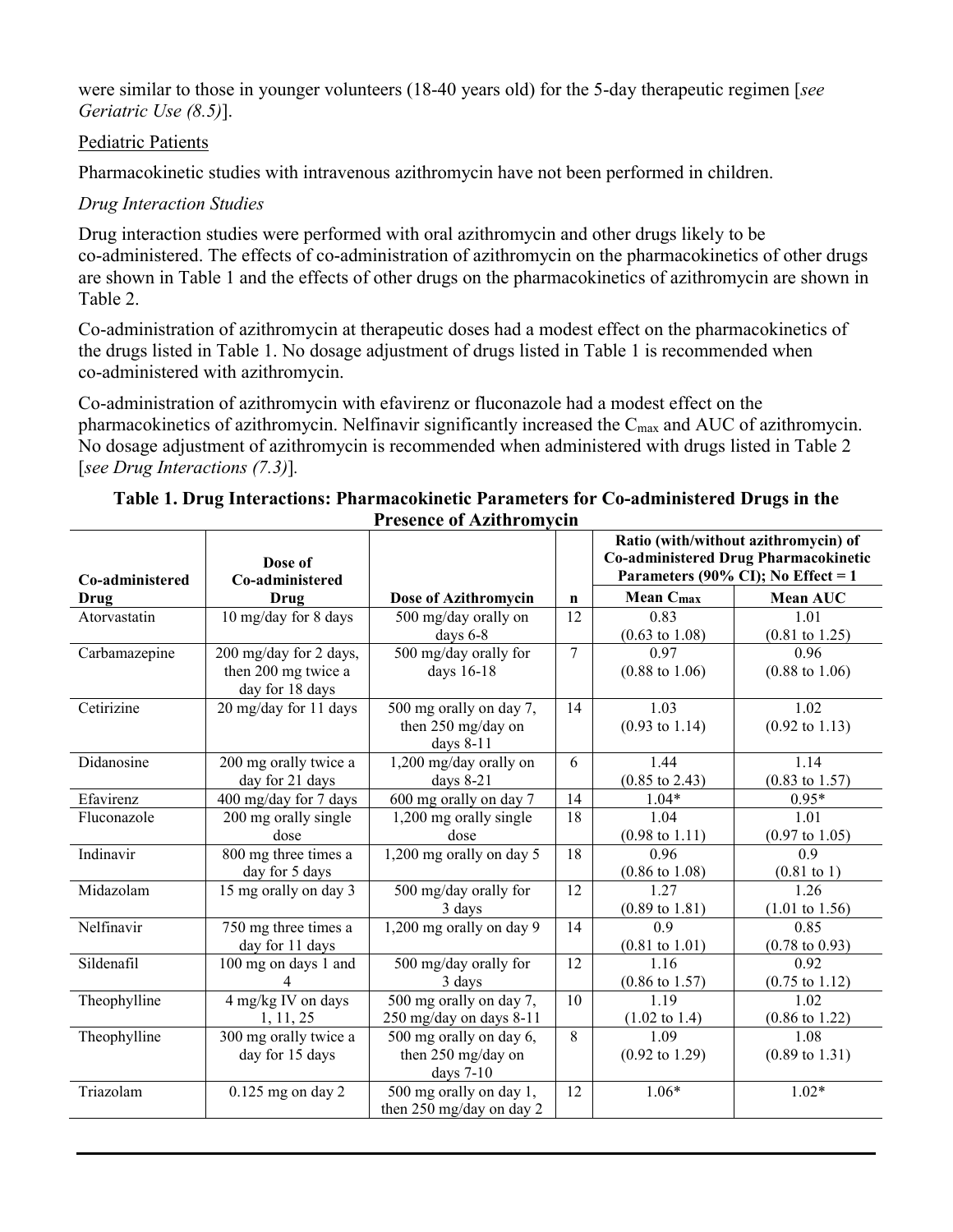were similar to those in younger volunteers (18-40 years old) for the 5-day therapeutic regimen [*see Geriatric Use (8.5)*].

Pediatric Patients

Pharmacokinetic studies with intravenous azithromycin have not been performed in children.

*Drug Interaction Studies*

Drug interaction studies were performed with oral azithromycin and other drugs likely to be co-administered. The effects of co-administration of azithromycin on the pharmacokinetics of other drugs are shown in Table 1 and the effects of other drugs on the pharmacokinetics of azithromycin are shown in Table 2.

Co-administration of azithromycin at therapeutic doses had a modest effect on the pharmacokinetics of the drugs listed in Table 1. No dosage adjustment of drugs listed in Table 1 is recommended when co-administered with azithromycin.

Co-administration of azithromycin with efavirenz or fluconazole had a modest effect on the pharmacokinetics of azithromycin. Nelfinavir significantly increased the $C_{max}$ and AUC of azithromycin. No dosage adjustment of azithromycin is recommended when administered with drugs listed in Table 2 [*see Drug Interactions (7.3)*].

**Table 1. Drug Interactions: Pharmacokinetic Parameters for Co-administered Drugs in the Presence of Azithromycin**

| Co-administered Drug | Dose of Co-administered Drug | Dose of Azithromycin | n | Ratio (with/without azithromycin) of Co-administered Drug Pharmacokinetic Parameters (90% CI); No Effect = 1 Mean $C_{max}$ | Mean AUC |
|---|---|---|---|---|---|
| Atorvastatin | 10 mg/day for 8 days | 500 mg/day orally on days 6-8 | 12 | 0.83 (0.63 to 1.08) | 1.01 (0.81 to 1.25) |
| Carbamazepine | 200 mg/day for 2 days, then 200 mg twice a day for 18 days | 500 mg/day orally for days 16-18 | 7 | 0.97 (0.88 to 1.06) | 0.96 (0.88 to 1.06) |
| Cetirizine | 20 mg/day for 11 days | 500 mg orally on day 7, then 250 mg/day on days 8-11 | 14 | 1.03 (0.93 to 1.14) | 1.02 (0.92 to 1.13) |
| Didanosine | 200 mg orally twice a day for 21 days | 1,200 mg/day orally on days 8-21 | 6 | 1.44 (0.85 to 2.43) | 1.14 (0.83 to 1.57) |
| Efavirenz | 400 mg/day for 7 days | 600 mg orally on day 7 | 14 | 1.04* | 0.95* |
| Fluconazole | 200 mg orally single dose | 1,200 mg orally single dose | 18 | 1.04 (0.98 to 1.11) | 1.01 (0.97 to 1.05) |
| Indinavir | 800 mg three times a day for 5 days | 1,200 mg orally on day 5 | 18 | 0.96 (0.86 to 1.08) | 0.9 (0.81 to 1) |
| Midazolam | 15 mg orally on day 3 | 500 mg/day orally for 3 days | 12 | 1.27 (0.89 to 1.81) | 1.26 (1.01 to 1.56) |
| Nelfinavir | 750 mg three times a day for 11 days | 1,200 mg orally on day 9 | 14 | 0.9 (0.81 to 1.01) | 0.85 (0.78 to 0.93) |
| Sildenafil | 100 mg on days 1 and 4 | 500 mg/day orally for 3 days | 12 | 1.16 (0.86 to 1.57) | 0.92 (0.75 to 1.12) |
| Theophylline | 4 mg/kg IV on days 1, 11, 25 | 500 mg orally on day 7, 250 mg/day on days 8-11 | 10 | 1.19 (1.02 to 1.4) | 1.02 (0.86 to 1.22) |
| Theophylline | 300 mg orally twice a day for 15 days | 500 mg orally on day 6, then 250 mg/day on days 7-10 | 8 | 1.09 (0.92 to 1.29) | 1.08 (0.89 to 1.31) |
| Triazolam | 0.125 mg on day 2 | 500 mg orally on day 1, then 250 mg/day on day 2 | 12 | 1.06* | 1.02* |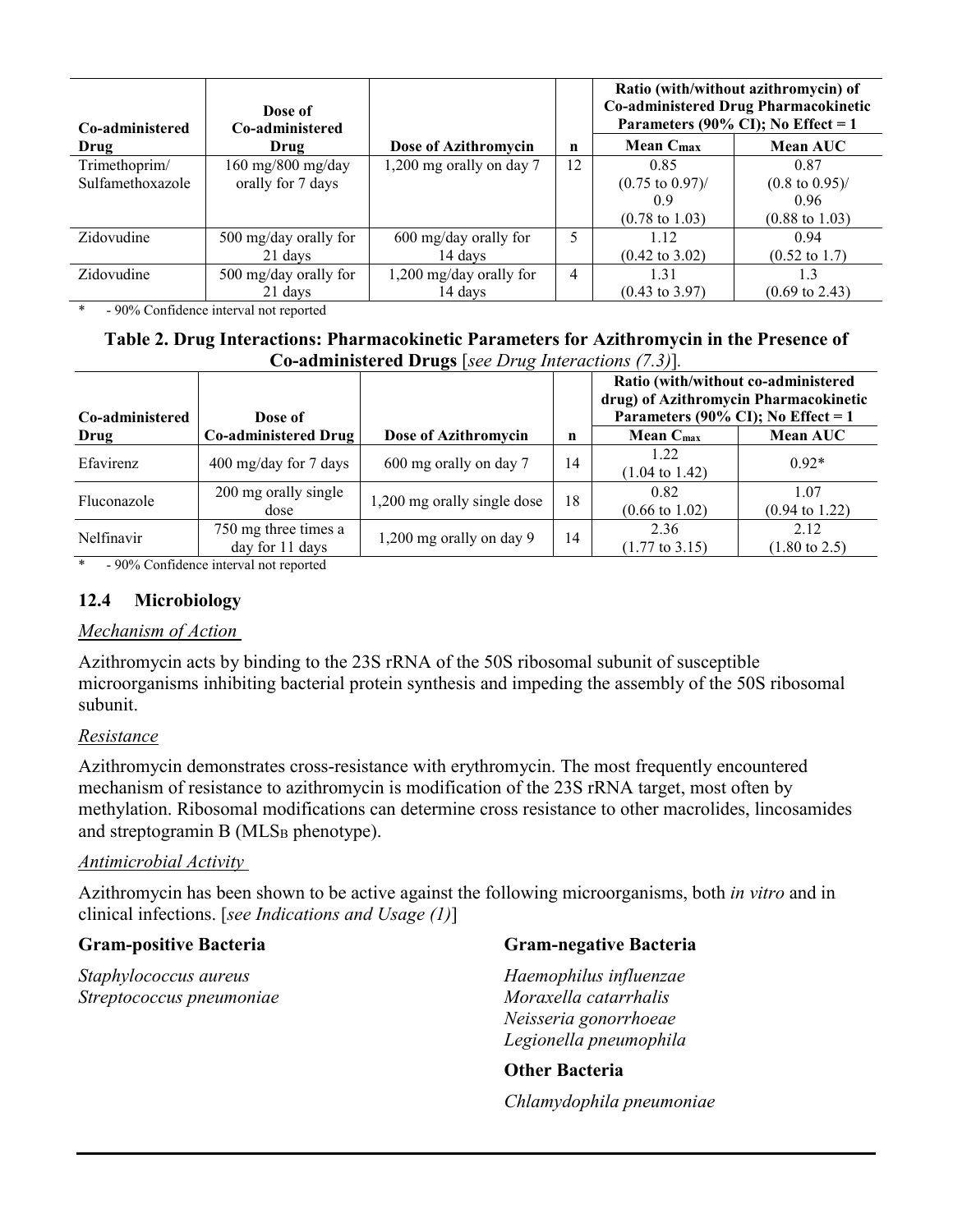| Co-administered Drug | Dose of Co-administered Drug | Dose of Azithromycin | n | Ratio (with/without azithromycin) of Co-administered Drug Pharmacokinetic Parameters (90% CI); No Effect = 1 | |
|---|---|---|---|---|---|
| | | | | Mean $C_{max}$ | Mean AUC |
| Trimethoprim/ Sulfamethoxazole | 160 mg/800 mg/day orally for 7 days | 1,200 mg orally on day 7 | 12 | 0.85 (0.75 to 0.97)/ 0.9 (0.78 to 1.03) | 0.87 (0.8 to 0.95)/ 0.96 (0.88 to 1.03) |
| Zidovudine | 500 mg/day orally for 21 days | 600 mg/day orally for 14 days | 5 | 1.12 (0.42 to 3.02) | 0.94 (0.52 to 1.7) |
| Zidovudine | 500 mg/day orally for 21 days | 1,200 mg/day orally for 14 days | 4 | 1.31 (0.43 to 3.97) | 1.3 (0.69 to 2.43) |

\* - 90% Confidence interval not reported

**Table 2. Drug Interactions: Pharmacokinetic Parameters for Azithromycin in the Presence of Co-administered Drugs** [*see Drug Interactions (7.3)*].

| Co-administered Drug | Dose of Co-administered Drug | Dose of Azithromycin | n | Ratio (with/without co-administered drug) of Azithromycin Pharmacokinetic Parameters (90% CI); No Effect = 1 | |
|---|---|---|---|---|---|
| | | | | Mean $C_{max}$ | Mean AUC |
| Efavirenz | 400 mg/day for 7 days | 600 mg orally on day 7 | 14 | 1.22 (1.04 to 1.42) | 0.92* |
| Fluconazole | 200 mg orally single dose | 1,200 mg orally single dose | 18 | 0.82 (0.66 to 1.02) | 1.07 (0.94 to 1.22) |
| Nelfinavir | 750 mg three times a day for 11 days | 1,200 mg orally on day 9 | 14 | 2.36 (1.77 to 3.15) | 2.12 (1.80 to 2.5) |

\* - 90% Confidence interval not reported

## 12.4 Microbiology

*Mechanism of Action*

Azithromycin acts by binding to the 23S rRNA of the 50S ribosomal subunit of susceptible microorganisms inhibiting bacterial protein synthesis and impeding the assembly of the 50S ribosomal subunit.

*Resistance*

Azithromycin demonstrates cross-resistance with erythromycin. The most frequently encountered mechanism of resistance to azithromycin is modification of the 23S rRNA target, most often by methylation. Ribosomal modifications can determine cross resistance to other macrolides, lincosamides and streptogramin B ($MLS_B$ phenotype).

*Antimicrobial Activity*

Azithromycin has been shown to be active against the following microorganisms, both *in vitro* and in clinical infections. [*see Indications and Usage (1)*]

**Gram-positive Bacteria**

*Staphylococcus aureus*
*Streptococcus pneumoniae*

**Gram-negative Bacteria**

*Haemophilus influenzae*
*Moraxella catarrhalis*
*Neisseria gonorrhoeae*
*Legionella pneumophila*

**Other Bacteria**

*Chlamydophila pneumoniae*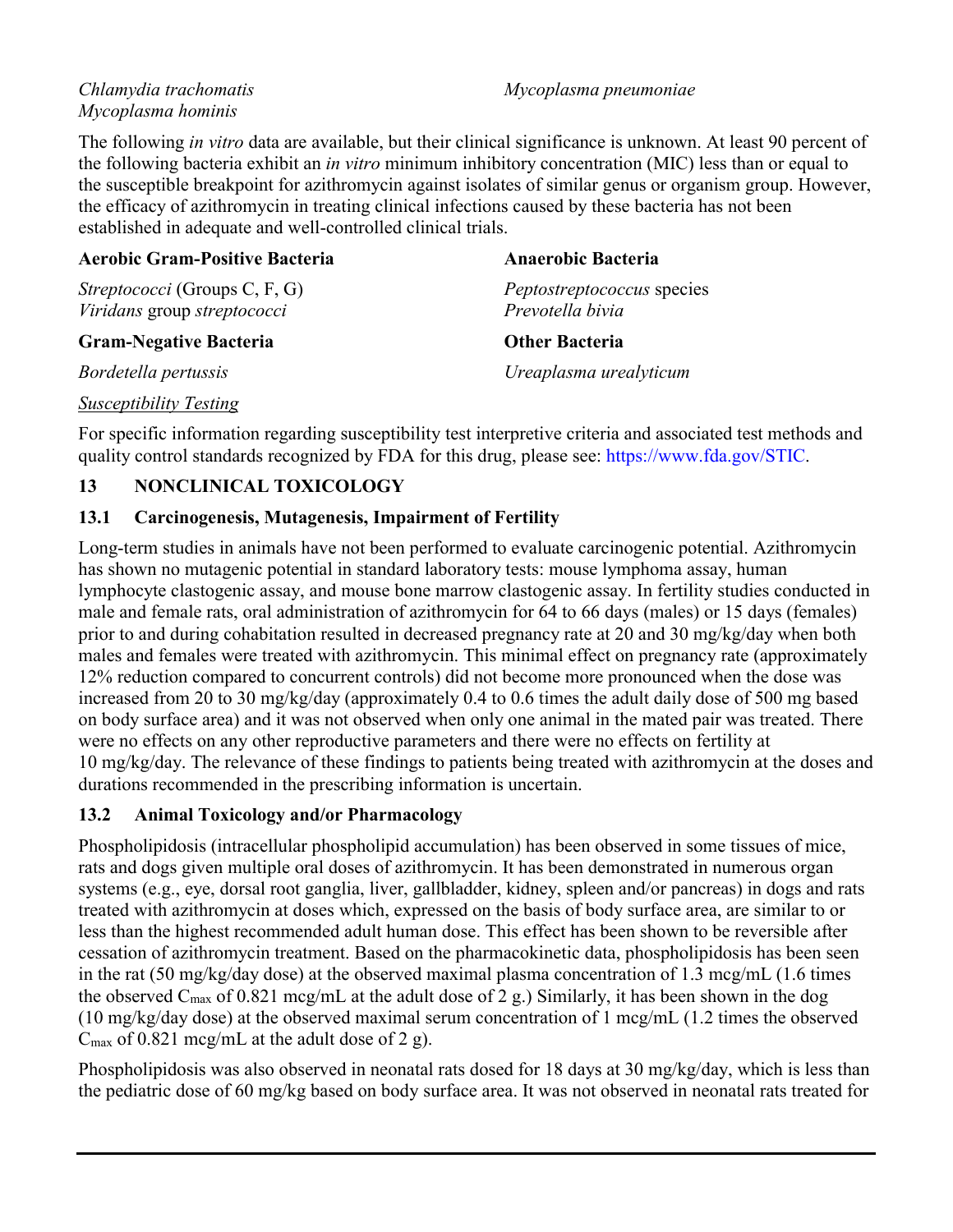*Chlamydia trachomatis*
*Mycoplasma hominis*
*Mycoplasma pneumoniae*

The following *in vitro* data are available, but their clinical significance is unknown. At least 90 percent of the following bacteria exhibit an *in vitro* minimum inhibitory concentration (MIC) less than or equal to the susceptible breakpoint for azithromycin against isolates of similar genus or organism group. However, the efficacy of azithromycin in treating clinical infections caused by these bacteria has not been established in adequate and well-controlled clinical trials.

**Aerobic Gram-Positive Bacteria**

*Streptococci* (Groups C, F, G)
*Viridans* group *streptococci*

**Gram-Negative Bacteria**

*Bordetella pertussis*

**Anaerobic Bacteria**

*Peptostreptococcus* species
*Prevotella bivia*

**Other Bacteria**

*Ureaplasma urealyticum*

Susceptibility Testing

For specific information regarding susceptibility test interpretive criteria and associated test methods and quality control standards recognized by FDA for this drug, please see: https://www.fda.gov/STIC.

## 13 NONCLINICAL TOXICOLOGY

### 13.1 Carcinogenesis, Mutagenesis, Impairment of Fertility

Long-term studies in animals have not been performed to evaluate carcinogenic potential. Azithromycin has shown no mutagenic potential in standard laboratory tests: mouse lymphoma assay, human lymphocyte clastogenic assay, and mouse bone marrow clastogenic assay. In fertility studies conducted in male and female rats, oral administration of azithromycin for 64 to 66 days (males) or 15 days (females) prior to and during cohabitation resulted in decreased pregnancy rate at 20 and 30 mg/kg/day when both males and females were treated with azithromycin. This minimal effect on pregnancy rate (approximately 12% reduction compared to concurrent controls) did not become more pronounced when the dose was increased from 20 to 30 mg/kg/day (approximately 0.4 to 0.6 times the adult daily dose of 500 mg based on body surface area) and it was not observed when only one animal in the mated pair was treated. There were no effects on any other reproductive parameters and there were no effects on fertility at 10 mg/kg/day. The relevance of these findings to patients being treated with azithromycin at the doses and durations recommended in the prescribing information is uncertain.

### 13.2 Animal Toxicology and/or Pharmacology

Phospholipidosis (intracellular phospholipid accumulation) has been observed in some tissues of mice, rats and dogs given multiple oral doses of azithromycin. It has been demonstrated in numerous organ systems (e.g., eye, dorsal root ganglia, liver, gallbladder, kidney, spleen and/or pancreas) in dogs and rats treated with azithromycin at doses which, expressed on the basis of body surface area, are similar to or less than the highest recommended adult human dose. This effect has been shown to be reversible after cessation of azithromycin treatment. Based on the pharmacokinetic data, phospholipidosis has been seen in the rat (50 mg/kg/day dose) at the observed maximal plasma concentration of 1.3 mcg/mL (1.6 times the observed $C_{max}$ of 0.821 mcg/mL at the adult dose of 2 g.) Similarly, it has been shown in the dog (10 mg/kg/day dose) at the observed maximal serum concentration of 1 mcg/mL (1.2 times the observed $C_{max}$ of 0.821 mcg/mL at the adult dose of 2 g).

Phospholipidosis was also observed in neonatal rats dosed for 18 days at 30 mg/kg/day, which is less than the pediatric dose of 60 mg/kg based on body surface area. It was not observed in neonatal rats treated for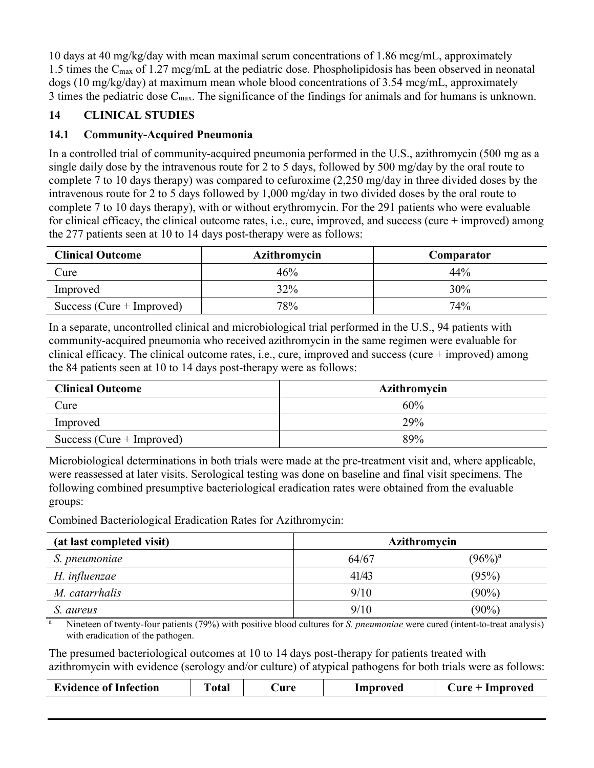10 days at 40 mg/kg/day with mean maximal serum concentrations of 1.86 mcg/mL, approximately 1.5 times the $C_{max}$ of 1.27 mcg/mL at the pediatric dose. Phospholipidosis has been observed in neonatal dogs (10 mg/kg/day) at maximum mean whole blood concentrations of 3.54 mcg/mL, approximately 3 times the pediatric dose $C_{max}$. The significance of the findings for animals and for humans is unknown.

## 14 CLINICAL STUDIES

### 14.1 Community-Acquired Pneumonia

In a controlled trial of community-acquired pneumonia performed in the U.S., azithromycin (500 mg as a single daily dose by the intravenous route for 2 to 5 days, followed by 500 mg/day by the oral route to complete 7 to 10 days therapy) was compared to cefuroxime (2,250 mg/day in three divided doses by the intravenous route for 2 to 5 days followed by 1,000 mg/day in two divided doses by the oral route to complete 7 to 10 days therapy), with or without erythromycin. For the 291 patients who were evaluable for clinical efficacy, the clinical outcome rates, i.e., cure, improved, and success (cure + improved) among the 277 patients seen at 10 to 14 days post-therapy were as follows:

| Clinical Outcome | Azithromycin | Comparator |
|---|---|---|
| Cure | 46% | 44% |
| Improved | 32% | 30% |
| Success (Cure + Improved) | 78% | 74% |

In a separate, uncontrolled clinical and microbiological trial performed in the U.S., 94 patients with community-acquired pneumonia who received azithromycin in the same regimen were evaluable for clinical efficacy. The clinical outcome rates, i.e., cure, improved and success (cure + improved) among the 84 patients seen at 10 to 14 days post-therapy were as follows:

| Clinical Outcome | Azithromycin |
|---|---|
| Cure | 60% |
| Improved | 29% |
| Success (Cure + Improved) | 89% |

Microbiological determinations in both trials were made at the pre-treatment visit and, where applicable, were reassessed at later visits. Serological testing was done on baseline and final visit specimens. The following combined presumptive bacteriological eradication rates were obtained from the evaluable groups:

Combined Bacteriological Eradication Rates for Azithromycin:

| (at last completed visit) | Azithromycin | |
|---|---|---|
| *S. pneumoniae* | 64/67 | (96%)[a] |
| *H. influenzae* | 41/43 | (95%) |
| *M. catarrhalis* | 9/10 | (90%) |
| *S. aureus* | 9/10 | (90%) |

[a] Nineteen of twenty-four patients (79%) with positive blood cultures for *S. pneumoniae* were cured (intent-to-treat analysis) with eradication of the pathogen.

The presumed bacteriological outcomes at 10 to 14 days post-therapy for patients treated with azithromycin with evidence (serology and/or culture) of atypical pathogens for both trials were as follows:

| Evidence of Infection | Total | Cure | Improved | Cure + Improved |
|---|---|---|---|---|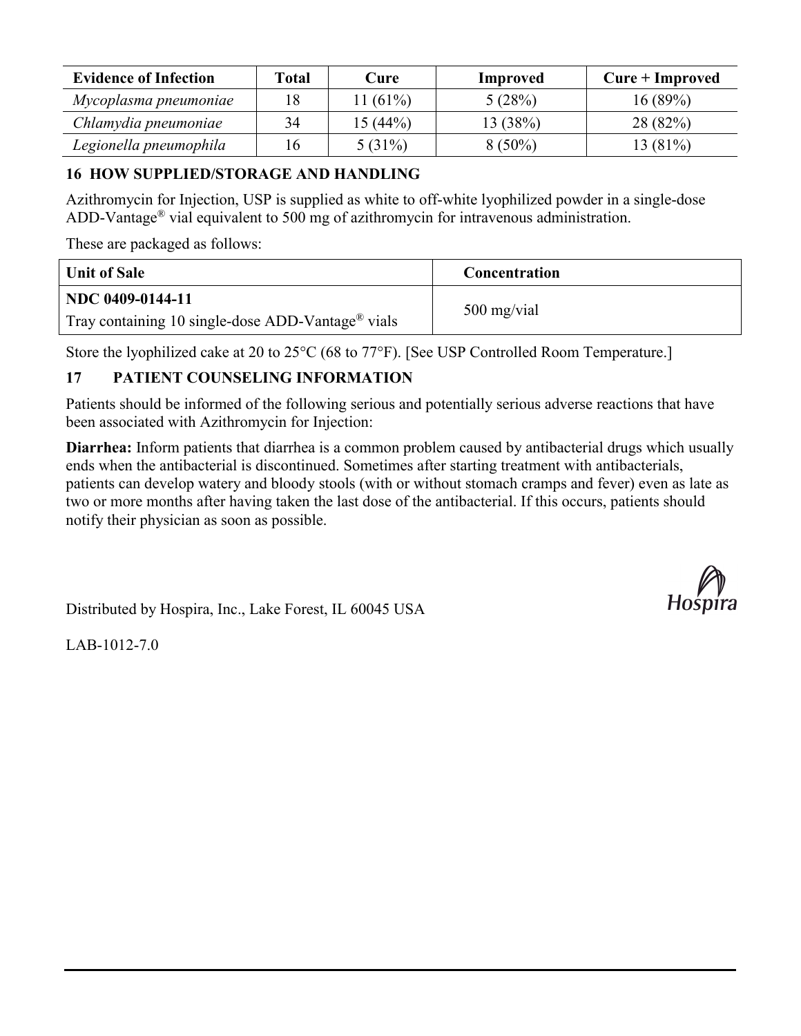| Evidence of Infection | Total | Cure | Improved | Cure + Improved |
|---|---|---|---|---|
| *Mycoplasma pneumoniae* | 18 | 11 (61%) | 5 (28%) | 16 (89%) |
| *Chlamydia pneumoniae* | 34 | 15 (44%) | 13 (38%) | 28 (82%) |
| *Legionella pneumophila* | 16 | 5 (31%) | 8 (50%) | 13 (81%) |

## 16 HOW SUPPLIED/STORAGE AND HANDLING

Azithromycin for Injection, USP is supplied as white to off-white lyophilized powder in a single-dose ADD-Vantage® vial equivalent to 500 mg of azithromycin for intravenous administration.

These are packaged as follows:

| Unit of Sale | Concentration |
|---|---|
| **NDC 0409-0144-11**<br>Tray containing 10 single-dose ADD-Vantage® vials | 500 mg/vial |

Store the lyophilized cake at 20 to 25°C (68 to 77°F). [See USP Controlled Room Temperature.]

## 17 PATIENT COUNSELING INFORMATION

Patients should be informed of the following serious and potentially serious adverse reactions that have been associated with Azithromycin for Injection:

**Diarrhea:** Inform patients that diarrhea is a common problem caused by antibacterial drugs which usually ends when the antibacterial is discontinued. Sometimes after starting treatment with antibacterials, patients can develop watery and bloody stools (with or without stomach cramps and fever) even as late as two or more months after having taken the last dose of the antibacterial. If this occurs, patients should notify their physician as soon as possible.

Distributed by Hospira, Inc., Lake Forest, IL 60045 USA

Hospira

LAB-1012-7.0